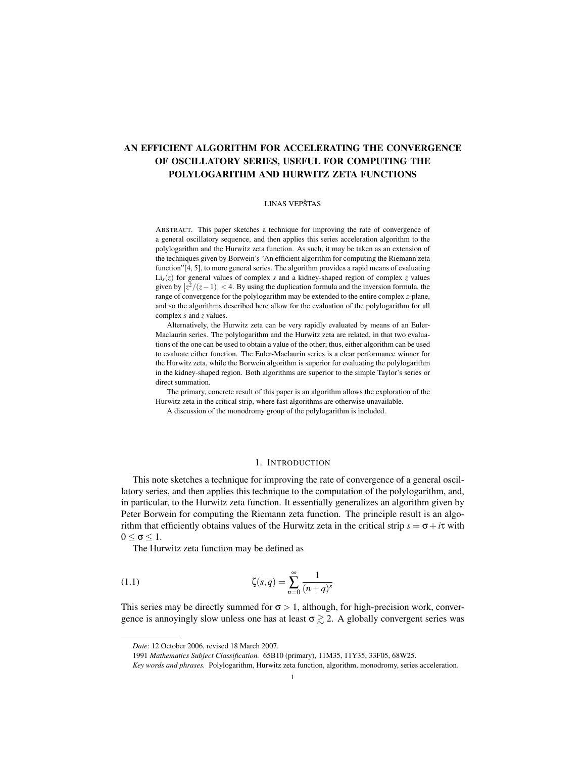# AN EFFICIENT ALGORITHM FOR ACCELERATING THE CONVERGENCE OF OSCILLATORY SERIES, USEFUL FOR COMPUTING THE POLYLOGARITHM AND HURWITZ ZETA FUNCTIONS

LINAS VEPŠTAS

ABSTRACT. This paper sketches a technique for improving the rate of convergence of a general oscillatory sequence, and then applies this series acceleration algorithm to the polylogarithm and the Hurwitz zeta function. As such, it may be taken as an extension of the techniques given by Borwein's "An efficient algorithm for computing the Riemann zeta function"[4, 5], to more general series. The algorithm provides a rapid means of evaluating $\text{Li}_s(z)$ for general values of complex $s$ and a kidney-shaped region of complex $z$ values given by $\left|z^2/(z-1)\right| < 4$. By using the duplication formula and the inversion formula, the range of convergence for the polylogarithm may be extended to the entire complex $z$-plane, and so the algorithms described here allow for the evaluation of the polylogarithm for all complex $s$ and $z$ values.

Alternatively, the Hurwitz zeta can be very rapidly evaluated by means of an Euler-Maclaurin series. The polylogarithm and the Hurwitz zeta are related, in that two evaluations of the one can be used to obtain a value of the other; thus, either algorithm can be used to evaluate either function. The Euler-Maclaurin series is a clear performance winner for the Hurwitz zeta, while the Borwein algorithm is superior for evaluating the polylogarithm in the kidney-shaped region. Both algorithms are superior to the simple Taylor's series or direct summation.

The primary, concrete result of this paper is an algorithm allows the exploration of the Hurwitz zeta in the critical strip, where fast algorithms are otherwise unavailable.

A discussion of the monodromy group of the polylogarithm is included.

## 1. INTRODUCTION

This note sketches a technique for improving the rate of convergence of a general oscillatory series, and then applies this technique to the computation of the polylogarithm, and, in particular, to the Hurwitz zeta function. It essentially generalizes an algorithm given by Peter Borwein for computing the Riemann zeta function. The principle result is an algorithm that efficiently obtains values of the Hurwitz zeta in the critical strip $s = \sigma + i\tau$ with $0 \leq \sigma \leq 1$.

The Hurwitz zeta function may be defined as

$$\zeta(s,q) = \sum_{n=0}^{\infty} \frac{1}{(n+q)^s} \tag{1.1}$$

This series may be directly summed for $\sigma > 1$, although, for high-precision work, convergence is annoyingly slow unless one has at least $\sigma \gtrsim 2$. A globally convergent series was

*Date*: 12 October 2006, revised 18 March 2007.

1991 *Mathematics Subject Classification.* 65B10 (primary), 11M35, 11Y35, 33F05, 68W25.

*Key words and phrases.* Polylogarithm, Hurwitz zeta function, algorithm, monodromy, series acceleration.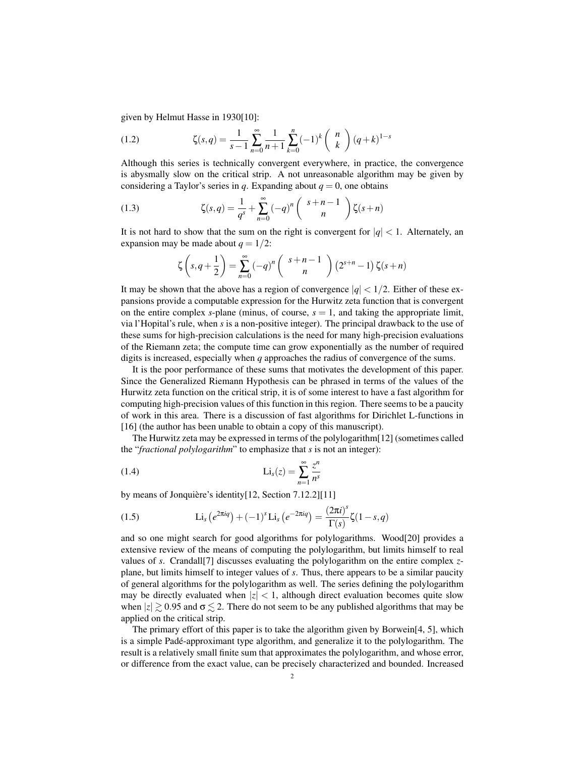given by Helmut Hasse in 1930[10]:

$$\zeta(s,q) = \frac{1}{s-1}\sum_{n=0}^{\infty}\frac{1}{n+1}\sum_{k=0}^{n}(-1)^k \binom{n}{k}(q+k)^{1-s} \tag{1.2}$$

Although this series is technically convergent everywhere, in practice, the convergence is abysmally slow on the critical strip. A not unreasonable algorithm may be given by considering a Taylor's series in $q$. Expanding about $q=0$, one obtains

$$\zeta(s,q) = \frac{1}{q^s} + \sum_{n=0}^{\infty}(-q)^n \binom{s+n-1}{n}\zeta(s+n) \tag{1.3}$$

It is not hard to show that the sum on the right is convergent for $|q|<1$. Alternately, an expansion may be made about $q=1/2$:

$$\zeta\left(s,q+\frac{1}{2}\right) = \sum_{n=0}^{\infty}(-q)^n \binom{s+n-1}{n}\left(2^{s+n}-1\right)\zeta(s+n)$$

It may be shown that the above has a region of convergence $|q|<1/2$. Either of these expansions provide a computable expression for the Hurwitz zeta function that is convergent on the entire complex $s$-plane (minus, of course, $s=1$, and taking the appropriate limit, via l'Hopital's rule, when $s$ is a non-positive integer). The principal drawback to the use of these sums for high-precision calculations is the need for many high-precision evaluations of the Riemann zeta; the compute time can grow exponentially as the number of required digits is increased, especially when $q$ approaches the radius of convergence of the sums.

It is the poor performance of these sums that motivates the development of this paper. Since the Generalized Riemann Hypothesis can be phrased in terms of the values of the Hurwitz zeta function on the critical strip, it is of some interest to have a fast algorithm for computing high-precision values of this function in this region. There seems to be a paucity of work in this area. There is a discussion of fast algorithms for Dirichlet L-functions in [16] (the author has been unable to obtain a copy of this manuscript).

The Hurwitz zeta may be expressed in terms of the polylogarithm[12] (sometimes called the "*fractional polylogarithm*" to emphasize that $s$ is not an integer):

$$\mathrm{Li}_s(z) = \sum_{n=1}^{\infty}\frac{z^n}{n^s} \tag{1.4}$$

by means of Jonquière's identity[12, Section 7.12.2][11]

$$\mathrm{Li}_s\left(e^{2\pi iq}\right) + (-1)^s\,\mathrm{Li}_s\left(e^{-2\pi iq}\right) = \frac{(2\pi i)^s}{\Gamma(s)}\zeta(1-s,q) \tag{1.5}$$

and so one might search for good algorithms for polylogarithms. Wood[20] provides a extensive review of the means of computing the polylogarithm, but limits himself to real values of $s$. Crandall[7] discusses evaluating the polylogarithm on the entire complex $z$-plane, but limits himself to integer values of $s$. Thus, there appears to be a similar paucity of general algorithms for the polylogarithm as well. The series defining the polylogarithm may be directly evaluated when $|z|<1$, although direct evaluation becomes quite slow when $|z| \gtrsim 0.95$ and $\sigma \lesssim 2$. There do not seem to be any published algorithms that may be applied on the critical strip.

The primary effort of this paper is to take the algorithm given by Borwein[4, 5], which is a simple Padé-approximant type algorithm, and generalize it to the polylogarithm. The result is a relatively small finite sum that approximates the polylogarithm, and whose error, or difference from the exact value, can be precisely characterized and bounded. Increased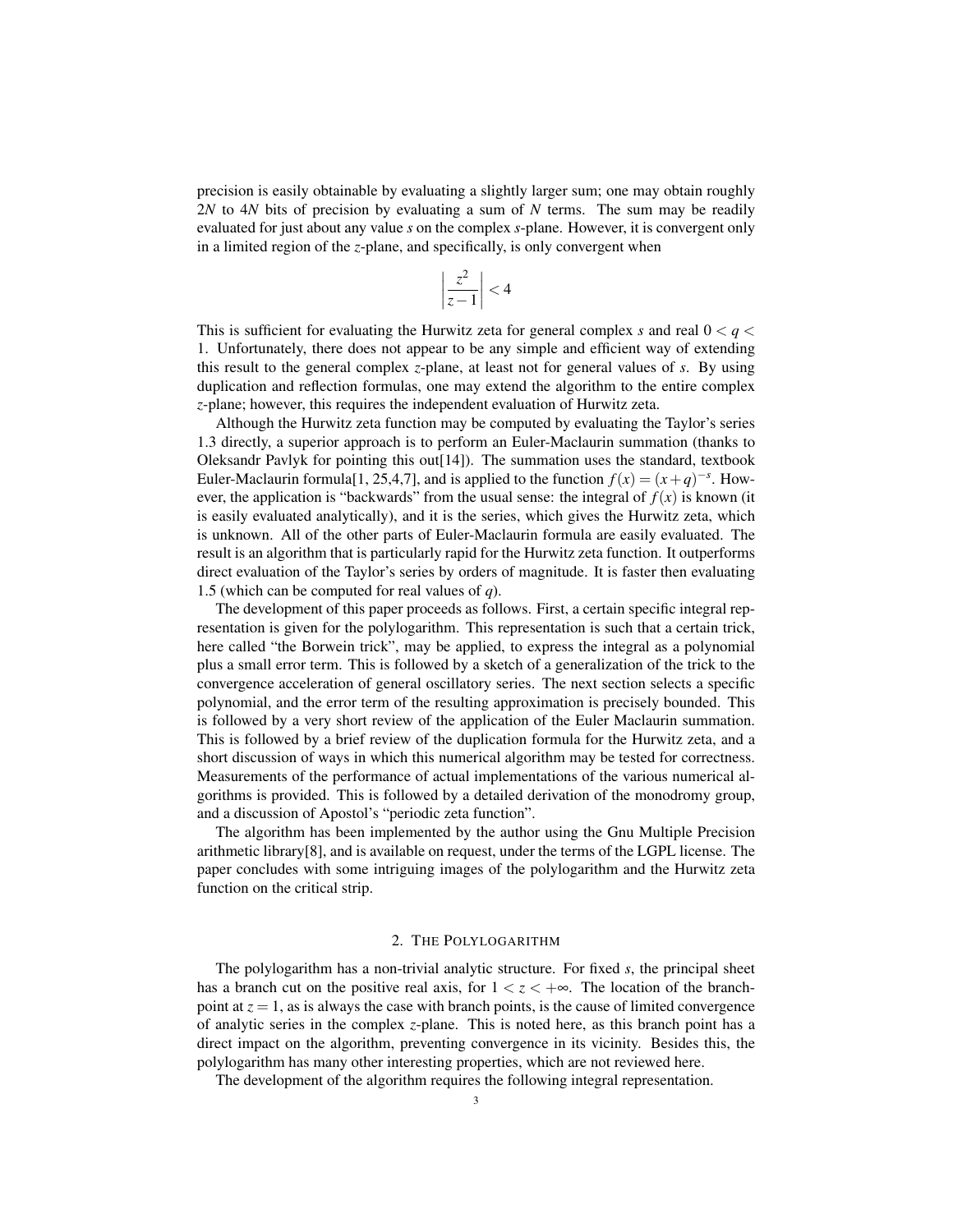precision is easily obtainable by evaluating a slightly larger sum; one may obtain roughly $2N$ to $4N$ bits of precision by evaluating a sum of $N$ terms. The sum may be readily evaluated for just about any value $s$ on the complex $s$-plane. However, it is convergent only in a limited region of the $z$-plane, and specifically, is only convergent when

$$\left| \frac{z^2}{z-1} \right| < 4$$

This is sufficient for evaluating the Hurwitz zeta for general complex $s$ and real $0 < q < 1$. Unfortunately, there does not appear to be any simple and efficient way of extending this result to the general complex $z$-plane, at least not for general values of $s$. By using duplication and reflection formulas, one may extend the algorithm to the entire complex $z$-plane; however, this requires the independent evaluation of Hurwitz zeta.

Although the Hurwitz zeta function may be computed by evaluating the Taylor's series 1.3 directly, a superior approach is to perform an Euler-Maclaurin summation (thanks to Oleksandr Pavlyk for pointing this out[14]). The summation uses the standard, textbook Euler-Maclaurin formula[1, 25,4,7], and is applied to the function $f(x) = (x+q)^{-s}$. However, the application is "backwards" from the usual sense: the integral of $f(x)$ is known (it is easily evaluated analytically), and it is the series, which gives the Hurwitz zeta, which is unknown. All of the other parts of Euler-Maclaurin formula are easily evaluated. The result is an algorithm that is particularly rapid for the Hurwitz zeta function. It outperforms direct evaluation of the Taylor's series by orders of magnitude. It is faster then evaluating 1.5 (which can be computed for real values of $q$).

The development of this paper proceeds as follows. First, a certain specific integral representation is given for the polylogarithm. This representation is such that a certain trick, here called "the Borwein trick", may be applied, to express the integral as a polynomial plus a small error term. This is followed by a sketch of a generalization of the trick to the convergence acceleration of general oscillatory series. The next section selects a specific polynomial, and the error term of the resulting approximation is precisely bounded. This is followed by a very short review of the application of the Euler Maclaurin summation. This is followed by a brief review of the duplication formula for the Hurwitz zeta, and a short discussion of ways in which this numerical algorithm may be tested for correctness. Measurements of the performance of actual implementations of the various numerical algorithms is provided. This is followed by a detailed derivation of the monodromy group, and a discussion of Apostol's "periodic zeta function".

The algorithm has been implemented by the author using the Gnu Multiple Precision arithmetic library[8], and is available on request, under the terms of the LGPL license. The paper concludes with some intriguing images of the polylogarithm and the Hurwitz zeta function on the critical strip.

## 2. The Polylogarithm

The polylogarithm has a non-trivial analytic structure. For fixed $s$, the principal sheet has a branch cut on the positive real axis, for $1 < z < +\infty$. The location of the branch-point at $z = 1$, as is always the case with branch points, is the cause of limited convergence of analytic series in the complex $z$-plane. This is noted here, as this branch point has a direct impact on the algorithm, preventing convergence in its vicinity. Besides this, the polylogarithm has many other interesting properties, which are not reviewed here.

The development of the algorithm requires the following integral representation.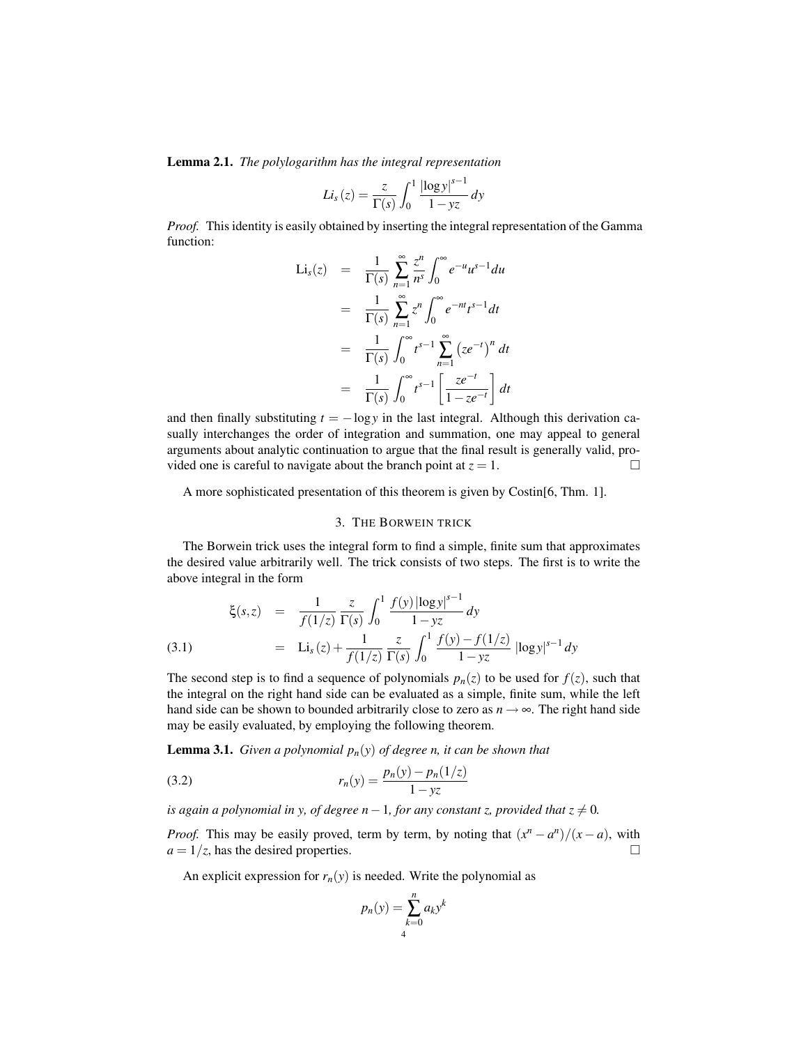**Lemma 2.1.** *The polylogarithm has the integral representation*

$$Li_s(z) = \frac{z}{\Gamma(s)} \int_0^1 \frac{|\log y|^{s-1}}{1-yz}\, dy$$

*Proof.* This identity is easily obtained by inserting the integral representation of the Gamma function:

$$\begin{aligned}
\mathrm{Li}_s(z) &= \frac{1}{\Gamma(s)} \sum_{n=1}^{\infty} \frac{z^n}{n^s} \int_0^\infty e^{-u} u^{s-1} du \\
&= \frac{1}{\Gamma(s)} \sum_{n=1}^{\infty} z^n \int_0^\infty e^{-nt} t^{s-1} dt \\
&= \frac{1}{\Gamma(s)} \int_0^\infty t^{s-1} \sum_{n=1}^{\infty} \left(ze^{-t}\right)^n dt \\
&= \frac{1}{\Gamma(s)} \int_0^\infty t^{s-1} \left[\frac{ze^{-t}}{1-ze^{-t}}\right] dt
\end{aligned}$$

and then finally substituting $t = -\log y$ in the last integral. Although this derivation casually interchanges the order of integration and summation, one may appeal to general arguments about analytic continuation to argue that the final result is generally valid, provided one is careful to navigate about the branch point at $z = 1$. □

A more sophisticated presentation of this theorem is given by Costin[6, Thm. 1].

## 3. The Borwein trick

The Borwein trick uses the integral form to find a simple, finite sum that approximates the desired value arbitrarily well. The trick consists of two steps. The first is to write the above integral in the form

$$\begin{aligned}
\xi(s,z) &= \frac{1}{f(1/z)} \frac{z}{\Gamma(s)} \int_0^1 \frac{f(y)\,|\log y|^{s-1}}{1-yz}\, dy \\
&= \mathrm{Li}_s(z) + \frac{1}{f(1/z)} \frac{z}{\Gamma(s)} \int_0^1 \frac{f(y)-f(1/z)}{1-yz}\, |\log y|^{s-1} dy
\end{aligned} \tag{3.1}$$

The second step is to find a sequence of polynomials $p_n(z)$ to be used for $f(z)$, such that the integral on the right hand side can be evaluated as a simple, finite sum, while the left hand side can be shown to bounded arbitrarily close to zero as $n \to \infty$. The right hand side may be easily evaluated, by employing the following theorem.

**Lemma 3.1.** *Given a polynomial $p_n(y)$ of degree n, it can be shown that*

$$r_n(y) = \frac{p_n(y) - p_n(1/z)}{1-yz} \tag{3.2}$$

*is again a polynomial in y, of degree $n-1$, for any constant z, provided that $z \neq 0$.*

*Proof.* This may be easily proved, term by term, by noting that $(x^n - a^n)/(x-a)$, with $a = 1/z$, has the desired properties. □

An explicit expression for $r_n(y)$ is needed. Write the polynomial as

$$p_n(y) = \sum_{k=0}^{n} a_k y^k$$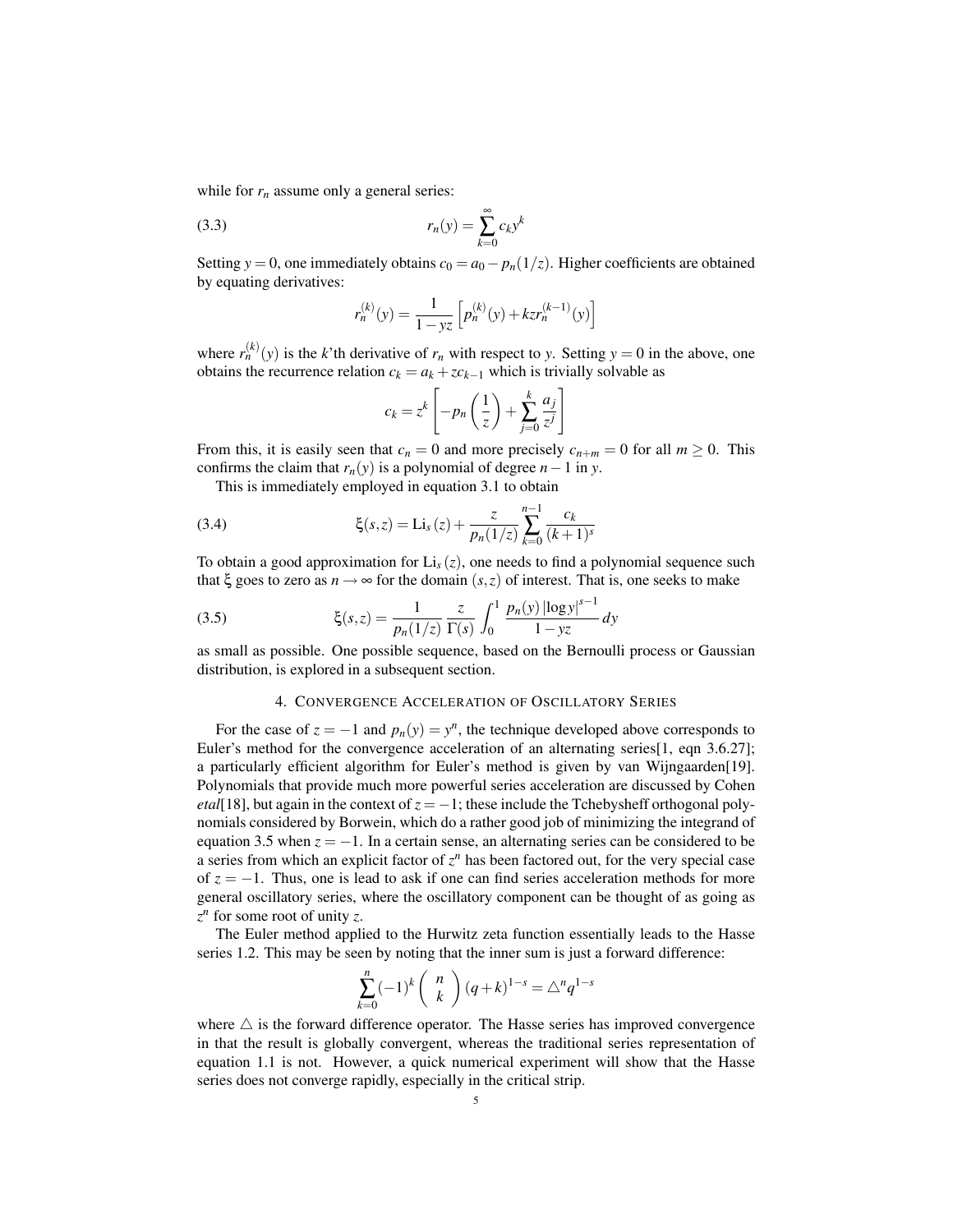while for $r_n$ assume only a general series:

$$r_n(y) = \sum_{k=0}^{\infty} c_k y^k \tag{3.3}$$

Setting $y = 0$, one immediately obtains $c_0 = a_0 - p_n(1/z)$. Higher coefficients are obtained by equating derivatives:

$$r_n^{(k)}(y) = \frac{1}{1-yz}\left[p_n^{(k)}(y) + kzr_n^{(k-1)}(y)\right]$$

where $r_n^{(k)}(y)$ is the $k$'th derivative of $r_n$ with respect to $y$. Setting $y = 0$ in the above, one obtains the recurrence relation $c_k = a_k + zc_{k-1}$ which is trivially solvable as

$$c_k = z^k\left[-p_n\left(\frac{1}{z}\right) + \sum_{j=0}^{k} \frac{a_j}{z^j}\right]$$

From this, it is easily seen that $c_n = 0$ and more precisely $c_{n+m} = 0$ for all $m \geq 0$. This confirms the claim that $r_n(y)$ is a polynomial of degree $n-1$ in $y$.

This is immediately employed in equation 3.1 to obtain

$$\xi(s,z) = \operatorname{Li}_s(z) + \frac{z}{p_n(1/z)} \sum_{k=0}^{n-1} \frac{c_k}{(k+1)^s} \tag{3.4}$$

To obtain a good approximation for $\operatorname{Li}_s(z)$, one needs to find a polynomial sequence such that $\xi$ goes to zero as $n \to \infty$ for the domain $(s,z)$ of interest. That is, one seeks to make

$$\xi(s,z) = \frac{1}{p_n(1/z)} \frac{z}{\Gamma(s)} \int_0^1 \frac{p_n(y) |\log y|^{s-1}}{1-yz} dy \tag{3.5}$$

as small as possible. One possible sequence, based on the Bernoulli process or Gaussian distribution, is explored in a subsequent section.

## 4. Convergence Acceleration of Oscillatory Series

For the case of $z = -1$ and $p_n(y) = y^n$, the technique developed above corresponds to Euler's method for the convergence acceleration of an alternating series[1, eqn 3.6.27]; a particularly efficient algorithm for Euler's method is given by van Wijngaarden[19]. Polynomials that provide much more powerful series acceleration are discussed by Cohen *etal*[18], but again in the context of $z = -1$; these include the Tchebysheff orthogonal polynomials considered by Borwein, which do a rather good job of minimizing the integrand of equation 3.5 when $z = -1$. In a certain sense, an alternating series can be considered to be a series from which an explicit factor of $z^n$ has been factored out, for the very special case of $z = -1$. Thus, one is lead to ask if one can find series acceleration methods for more general oscillatory series, where the oscillatory component can be thought of as going as $z^n$ for some root of unity $z$.

The Euler method applied to the Hurwitz zeta function essentially leads to the Hasse series 1.2. This may be seen by noting that the inner sum is just a forward difference:

$$\sum_{k=0}^{n} (-1)^k \binom{n}{k} (q+k)^{1-s} = \triangle^n q^{1-s}$$

where $\triangle$ is the forward difference operator. The Hasse series has improved convergence in that the result is globally convergent, whereas the traditional series representation of equation 1.1 is not. However, a quick numerical experiment will show that the Hasse series does not converge rapidly, especially in the critical strip.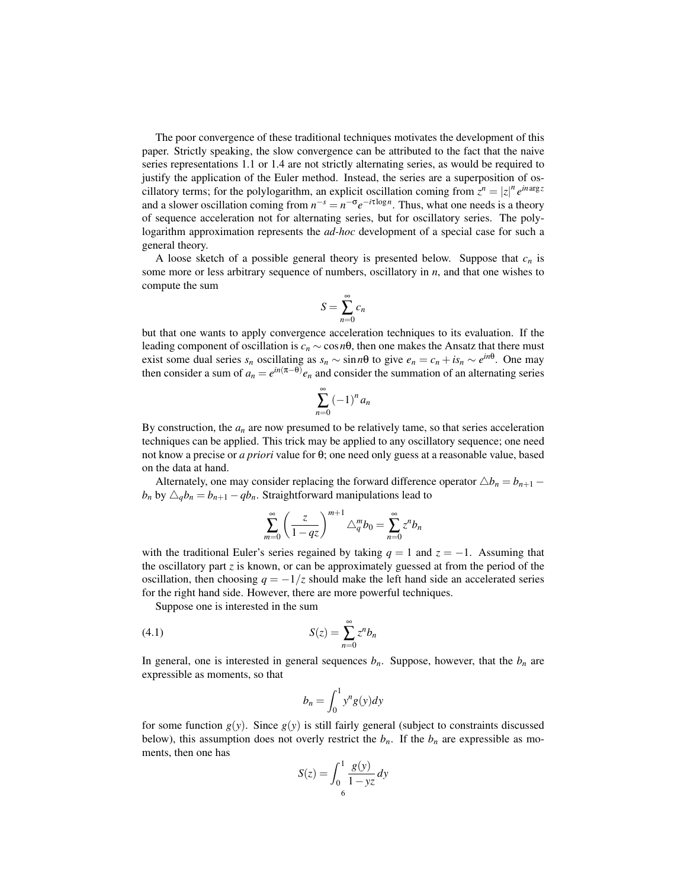The poor convergence of these traditional techniques motivates the development of this paper. Strictly speaking, the slow convergence can be attributed to the fact that the naive series representations 1.1 or 1.4 are not strictly alternating series, as would be required to justify the application of the Euler method. Instead, the series are a superposition of oscillatory terms; for the polylogarithm, an explicit oscillation coming from $z^n = |z|^n e^{in\arg z}$ and a slower oscillation coming from $n^{-s} = n^{-\sigma}e^{-i\tau\log n}$. Thus, what one needs is a theory of sequence acceleration not for alternating series, but for oscillatory series. The polylogarithm approximation represents the *ad-hoc* development of a special case for such a general theory.

A loose sketch of a possible general theory is presented below. Suppose that $c_n$ is some more or less arbitrary sequence of numbers, oscillatory in $n$, and that one wishes to compute the sum

$$S = \sum_{n=0}^{\infty} c_n$$

but that one wants to apply convergence acceleration techniques to its evaluation. If the leading component of oscillation is $c_n \sim \cos n\theta$, then one makes the Ansatz that there must exist some dual series $s_n$ oscillating as $s_n \sim \sin n\theta$ to give $e_n = c_n + is_n \sim e^{in\theta}$. One may then consider a sum of $a_n = e^{in(\pi-\theta)}e_n$ and consider the summation of an alternating series

$$\sum_{n=0}^{\infty} (-1)^n a_n$$

By construction, the $a_n$ are now presumed to be relatively tame, so that series acceleration techniques can be applied. This trick may be applied to any oscillatory sequence; one need not know a precise or *a priori* value for $\theta$; one need only guess at a reasonable value, based on the data at hand.

Alternately, one may consider replacing the forward difference operator $\triangle b_n = b_{n+1} - b_n$ by $\triangle_q b_n = b_{n+1} - qb_n$. Straightforward manipulations lead to

$$\sum_{m=0}^{\infty} \left(\frac{z}{1-qz}\right)^{m+1} \triangle_q^m b_0 = \sum_{n=0}^{\infty} z^n b_n$$

with the traditional Euler's series regained by taking $q = 1$ and $z = -1$. Assuming that the oscillatory part $z$ is known, or can be approximately guessed at from the period of the oscillation, then choosing $q = -1/z$ should make the left hand side an accelerated series for the right hand side. However, there are more powerful techniques.

Suppose one is interested in the sum

$$S(z) = \sum_{n=0}^{\infty} z^n b_n \tag{4.1}$$

In general, one is interested in general sequences $b_n$. Suppose, however, that the $b_n$ are expressible as moments, so that

$$b_n = \int_0^1 y^n g(y)dy$$

for some function $g(y)$. Since $g(y)$ is still fairly general (subject to constraints discussed below), this assumption does not overly restrict the $b_n$. If the $b_n$ are expressible as moments, then one has

$$S(z) = \int_0^1 \frac{g(y)}{1-yz}dy$$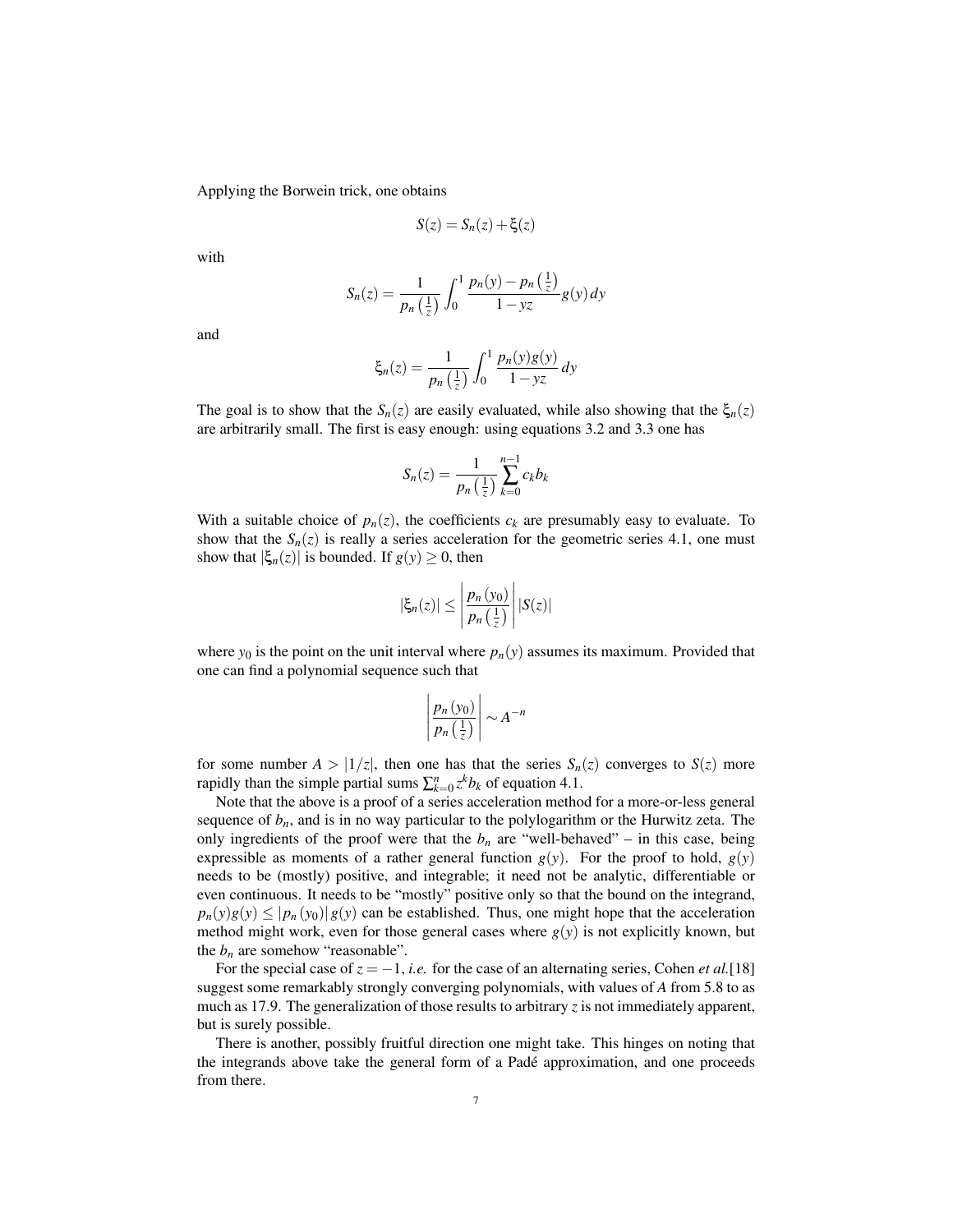Applying the Borwein trick, one obtains

$$S(z) = S_n(z) + \xi(z)$$

with

$$S_n(z) = \frac{1}{p_n\left(\frac{1}{z}\right)} \int_0^1 \frac{p_n(y) - p_n\left(\frac{1}{z}\right)}{1 - yz} g(y)\, dy$$

and

$$\xi_n(z) = \frac{1}{p_n\left(\frac{1}{z}\right)} \int_0^1 \frac{p_n(y) g(y)}{1 - yz}\, dy$$

The goal is to show that the $S_n(z)$ are easily evaluated, while also showing that the $\xi_n(z)$ are arbitrarily small. The first is easy enough: using equations 3.2 and 3.3 one has

$$S_n(z) = \frac{1}{p_n\left(\frac{1}{z}\right)} \sum_{k=0}^{n-1} c_k b_k$$

With a suitable choice of $p_n(z)$, the coefficients $c_k$ are presumably easy to evaluate. To show that the $S_n(z)$ is really a series acceleration for the geometric series 4.1, one must show that $|\xi_n(z)|$ is bounded. If $g(y) \geq 0$, then

$$|\xi_n(z)| \leq \left| \frac{p_n(y_0)}{p_n\left(\frac{1}{z}\right)} \right| |S(z)|$$

where $y_0$ is the point on the unit interval where $p_n(y)$ assumes its maximum. Provided that one can find a polynomial sequence such that

$$\left| \frac{p_n(y_0)}{p_n\left(\frac{1}{z}\right)} \right| \sim A^{-n}$$

for some number $A > |1/z|$, then one has that the series $S_n(z)$ converges to $S(z)$ more rapidly than the simple partial sums $\sum_{k=0}^{n} z^k b_k$ of equation 4.1.

Note that the above is a proof of a series acceleration method for a more-or-less general sequence of $b_n$, and is in no way particular to the polylogarithm or the Hurwitz zeta. The only ingredients of the proof were that the $b_n$ are "well-behaved" – in this case, being expressible as moments of a rather general function $g(y)$. For the proof to hold, $g(y)$ needs to be (mostly) positive, and integrable; it need not be analytic, differentiable or even continuous. It needs to be "mostly" positive only so that the bound on the integrand, $p_n(y)g(y) \leq |p_n(y_0)|\, g(y)$ can be established. Thus, one might hope that the acceleration method might work, even for those general cases where $g(y)$ is not explicitly known, but the $b_n$ are somehow "reasonable".

For the special case of $z = -1$, *i.e.* for the case of an alternating series, Cohen *et al.*[18] suggest some remarkably strongly converging polynomials, with values of $A$ from 5.8 to as much as 17.9. The generalization of those results to arbitrary $z$ is not immediately apparent, but is surely possible.

There is another, possibly fruitful direction one might take. This hinges on noting that the integrands above take the general form of a Padé approximation, and one proceeds from there.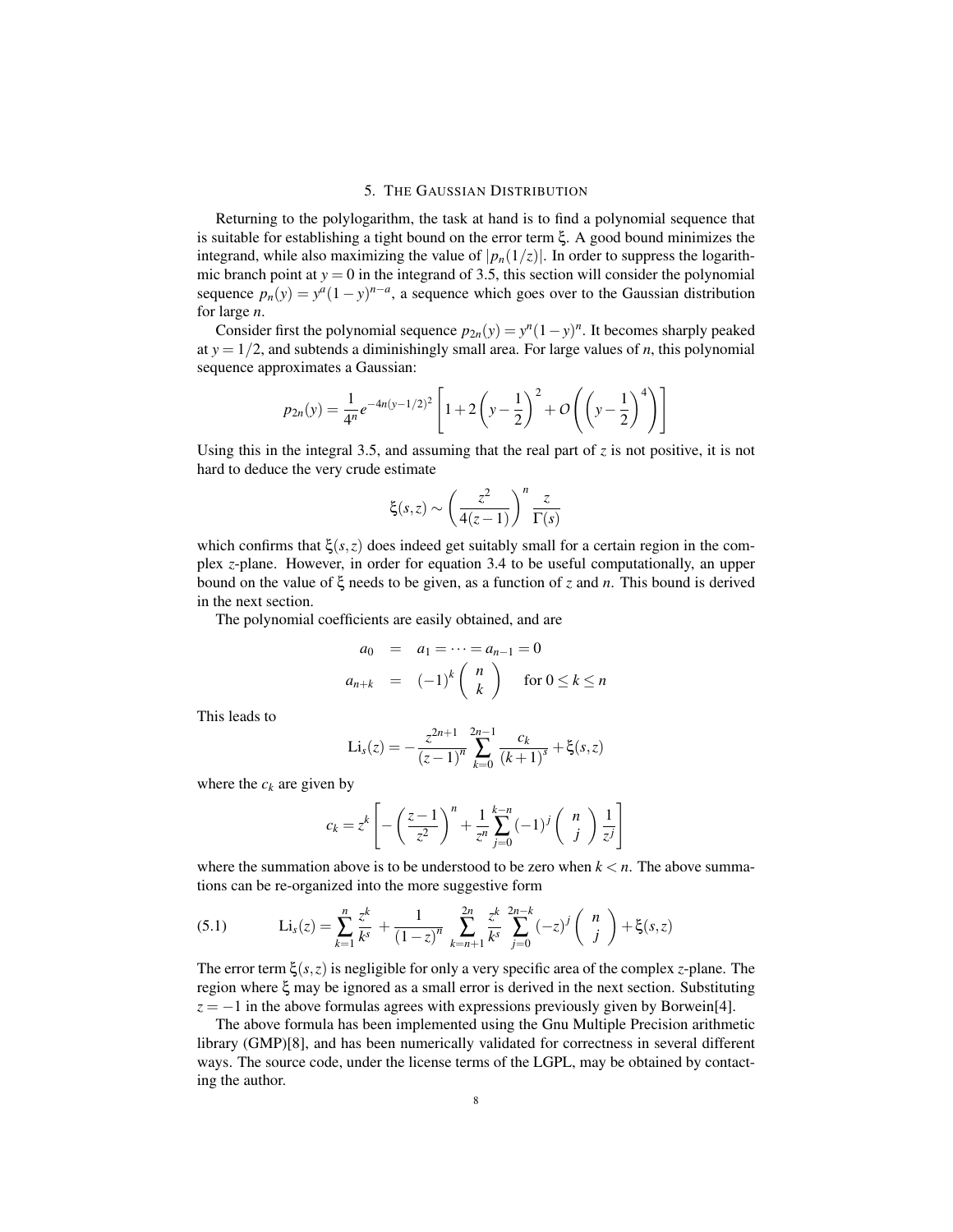## 5. THE GAUSSIAN DISTRIBUTION

Returning to the polylogarithm, the task at hand is to find a polynomial sequence that is suitable for establishing a tight bound on the error term $\xi$. A good bound minimizes the integrand, while also maximizing the value of $|p_n(1/z)|$. In order to suppress the logarithmic branch point at $y = 0$ in the integrand of 3.5, this section will consider the polynomial sequence $p_n(y) = y^a(1-y)^{n-a}$, a sequence which goes over to the Gaussian distribution for large $n$.

Consider first the polynomial sequence $p_{2n}(y) = y^n(1-y)^n$. It becomes sharply peaked at $y = 1/2$, and subtends a diminishingly small area. For large values of $n$, this polynomial sequence approximates a Gaussian:

$$p_{2n}(y) = \frac{1}{4^n} e^{-4n(y-1/2)^2} \left[ 1 + 2\left(y - \frac{1}{2}\right)^2 + O\left(\left(y - \frac{1}{2}\right)^4\right) \right]$$

Using this in the integral 3.5, and assuming that the real part of $z$ is not positive, it is not hard to deduce the very crude estimate

$$\xi(s,z) \sim \left(\frac{z^2}{4(z-1)}\right)^n \frac{z}{\Gamma(s)}$$

which confirms that $\xi(s,z)$ does indeed get suitably small for a certain region in the complex $z$-plane. However, in order for equation 3.4 to be useful computationally, an upper bound on the value of $\xi$ needs to be given, as a function of $z$ and $n$. This bound is derived in the next section.

The polynomial coefficients are easily obtained, and are

$$\begin{aligned} a_0 &= a_1 = \cdots = a_{n-1} = 0 \\ a_{n+k} &= (-1)^k \binom{n}{k} \quad \text{for } 0 \le k \le n \end{aligned}$$

This leads to

$$\text{Li}_s(z) = -\frac{z^{2n+1}}{(z-1)^n} \sum_{k=0}^{2n-1} \frac{c_k}{(k+1)^s} + \xi(s,z)$$

where the $c_k$ are given by

$$c_k = z^k \left[ -\left(\frac{z-1}{z^2}\right)^n + \frac{1}{z^n} \sum_{j=0}^{k-n} (-1)^j \binom{n}{j} \frac{1}{z^j} \right]$$

where the summation above is to be understood to be zero when $k < n$. The above summations can be re-organized into the more suggestive form

$$\text{Li}_s(z) = \sum_{k=1}^{n} \frac{z^k}{k^s} + \frac{1}{(1-z)^n} \sum_{k=n+1}^{2n} \frac{z^k}{k^s} \sum_{j=0}^{2n-k} (-z)^j \binom{n}{j} + \xi(s,z) \tag{5.1}$$

The error term $\xi(s,z)$ is negligible for only a very specific area of the complex $z$-plane. The region where $\xi$ may be ignored as a small error is derived in the next section. Substituting $z = -1$ in the above formulas agrees with expressions previously given by Borwein[4].

The above formula has been implemented using the Gnu Multiple Precision arithmetic library (GMP)[8], and has been numerically validated for correctness in several different ways. The source code, under the license terms of the LGPL, may be obtained by contacting the author.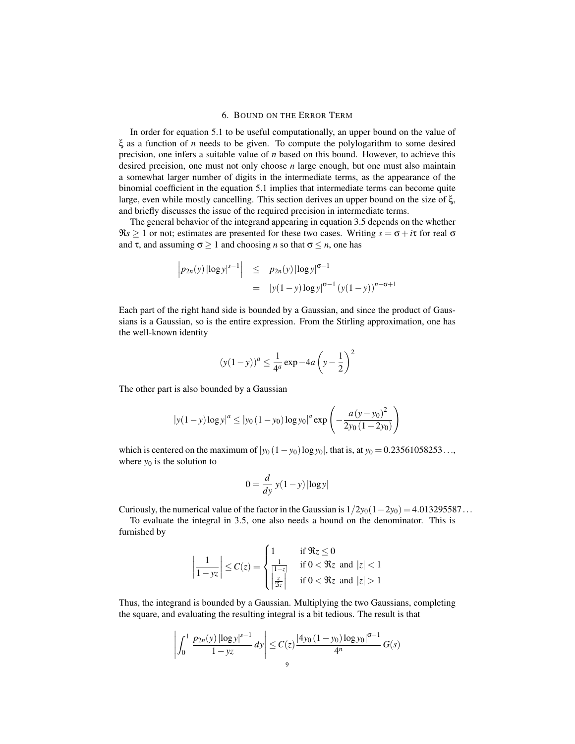## 6. Bound on the Error Term

In order for equation 5.1 to be useful computationally, an upper bound on the value of $\xi$ as a function of $n$ needs to be given. To compute the polylogarithm to some desired precision, one infers a suitable value of $n$ based on this bound. However, to achieve this desired precision, one must not only choose $n$ large enough, but one must also maintain a somewhat larger number of digits in the intermediate terms, as the appearance of the binomial coefficient in the equation 5.1 implies that intermediate terms can become quite large, even while mostly cancelling. This section derives an upper bound on the size of $\xi$, and briefly discusses the issue of the required precision in intermediate terms.

The general behavior of the integrand appearing in equation 3.5 depends on the whether $\Re s \geq 1$ or not; estimates are presented for these two cases. Writing $s = \sigma + i\tau$ for real $\sigma$ and $\tau$, and assuming $\sigma \geq 1$ and choosing $n$ so that $\sigma \leq n$, one has

$$
\begin{aligned}
\left| p_{2n}(y) \left|\log y\right|^{s-1} \right| &\leq p_{2n}(y) \left|\log y\right|^{\sigma-1} \\
&= \left| y(1-y)\log y \right|^{\sigma-1} \left(y(1-y)\right)^{n-\sigma+1}
\end{aligned}
$$

Each part of the right hand side is bounded by a Gaussian, and since the product of Gaussians is a Gaussian, so is the entire expression. From the Stirling approximation, one has the well-known identity

$$
\left(y(1-y)\right)^{a} \leq \frac{1}{4^{a}} \exp -4a\left(y-\frac{1}{2}\right)^{2}
$$

The other part is also bounded by a Gaussian

$$
\left|y(1-y)\log y\right|^{a} \leq \left|y_0\left(1-y_0\right)\log y_0\right|^{a} \exp\left(-\frac{a\left(y-y_0\right)^{2}}{2y_0\left(1-2y_0\right)}\right)
$$

which is centered on the maximum of $\left|y_0\left(1-y_0\right)\log y_0\right|$, that is, at $y_0 = 0.23561058253\ldots$, where $y_0$ is the solution to

$$
0 = \frac{d}{dy}\, y(1-y)\left|\log y\right|
$$

Curiously, the numerical value of the factor in the Gaussian is $1/2y_0(1-2y_0) = 4.013295587\ldots$

To evaluate the integral in 3.5, one also needs a bound on the denominator. This is furnished by

$$
\left|\frac{1}{1-yz}\right| \leq C(z) = \begin{cases} 1 & \text{if } \Re z \leq 0 \\ \frac{1}{|1-z|} & \text{if } 0 < \Re z \text{ and } |z| < 1 \\ \left|\frac{z}{\Im z}\right| & \text{if } 0 < \Re z \text{ and } |z| > 1 \end{cases}
$$

Thus, the integrand is bounded by a Gaussian. Multiplying the two Gaussians, completing the square, and evaluating the resulting integral is a bit tedious. The result is that

$$
\left|\int_0^1 \frac{p_{2n}(y)\left|\log y\right|^{s-1}}{1-yz}\, dy\right| \leq C(z)\frac{\left|4y_0\left(1-y_0\right)\log y_0\right|^{\sigma-1}}{4^{n}}\, G(s)
$$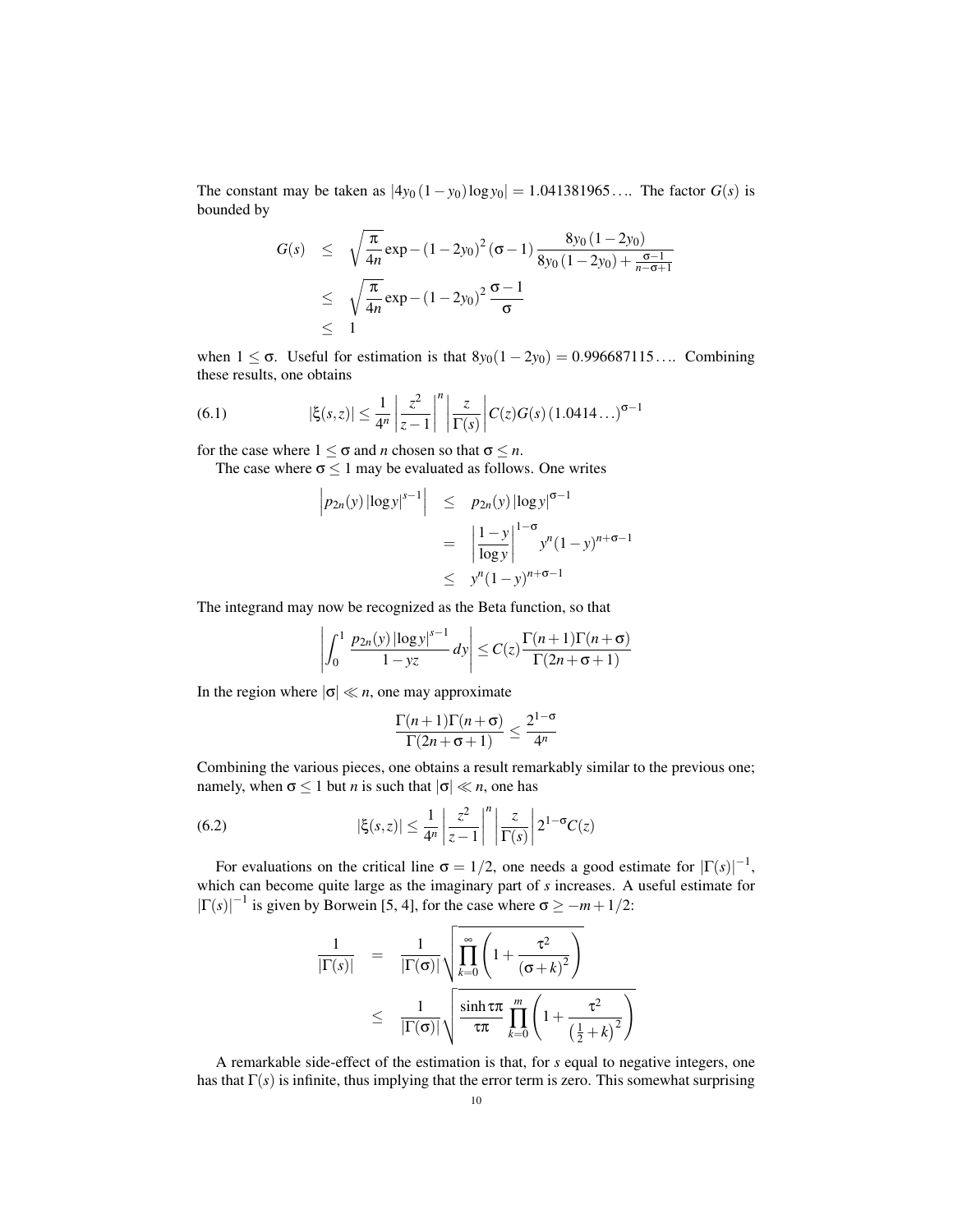The constant may be taken as $|4y_0(1-y_0)\log y_0| = 1.041381965\ldots$. The factor $G(s)$ is bounded by

$$
\begin{aligned}
G(s) &\leq \sqrt{\frac{\pi}{4n}} \exp -(1-2y_0)^2(\sigma-1)\frac{8y_0(1-2y_0)}{8y_0(1-2y_0)+\frac{\sigma-1}{n-\sigma+1}} \\
&\leq \sqrt{\frac{\pi}{4n}} \exp -(1-2y_0)^2 \frac{\sigma-1}{\sigma} \\
&\leq 1
\end{aligned}
$$

when $1 \leq \sigma$. Useful for estimation is that $8y_0(1-2y_0) = 0.996687115\ldots$. Combining these results, one obtains

$$
|\xi(s,z)| \leq \frac{1}{4^n}\left|\frac{z^2}{z-1}\right|^n \left|\frac{z}{\Gamma(s)}\right| C(z) G(s) (1.0414\ldots)^{\sigma-1} \tag{6.1}
$$

for the case where $1 \leq \sigma$ and $n$ chosen so that $\sigma \leq n$.

The case where $\sigma \leq 1$ may be evaluated as follows. One writes

$$
\begin{aligned}
\left| p_{2n}(y)\,|\log y|^{s-1} \right| &\leq p_{2n}(y)\,|\log y|^{\sigma-1} \\
&= \left|\frac{1-y}{\log y}\right|^{1-\sigma} y^n (1-y)^{n+\sigma-1} \\
&\leq y^n(1-y)^{n+\sigma-1}
\end{aligned}
$$

The integrand may now be recognized as the Beta function, so that

$$
\left| \int_0^1 \frac{p_{2n}(y)\,|\log y|^{s-1}}{1-yz}\,dy \right| \leq C(z) \frac{\Gamma(n+1)\Gamma(n+\sigma)}{\Gamma(2n+\sigma+1)}
$$

In the region where $|\sigma| \ll n$, one may approximate

$$
\frac{\Gamma(n+1)\Gamma(n+\sigma)}{\Gamma(2n+\sigma+1)} \leq \frac{2^{1-\sigma}}{4^n}
$$

Combining the various pieces, one obtains a result remarkably similar to the previous one; namely, when $\sigma \leq 1$ but $n$ is such that $|\sigma| \ll n$, one has

$$
|\xi(s,z)| \leq \frac{1}{4^n}\left|\frac{z^2}{z-1}\right|^n \left|\frac{z}{\Gamma(s)}\right| 2^{1-\sigma} C(z) \tag{6.2}
$$

For evaluations on the critical line $\sigma = 1/2$, one needs a good estimate for $|\Gamma(s)|^{-1}$, which can become quite large as the imaginary part of $s$ increases. A useful estimate for $|\Gamma(s)|^{-1}$ is given by Borwein [5, 4], for the case where $\sigma \geq -m + 1/2$:

$$
\begin{aligned}
\frac{1}{|\Gamma(s)|} &= \frac{1}{|\Gamma(\sigma)|}\sqrt{\prod_{k=0}^{\infty}\left(1+\frac{\tau^2}{(\sigma+k)^2}\right)} \\
&\leq \frac{1}{|\Gamma(\sigma)|}\sqrt{\frac{\sinh \tau\pi}{\tau\pi}\prod_{k=0}^{m}\left(1+\frac{\tau^2}{\left(\frac{1}{2}+k\right)^2}\right)}
\end{aligned}
$$

A remarkable side-effect of the estimation is that, for $s$ equal to negative integers, one has that $\Gamma(s)$ is infinite, thus implying that the error term is zero. This somewhat surprising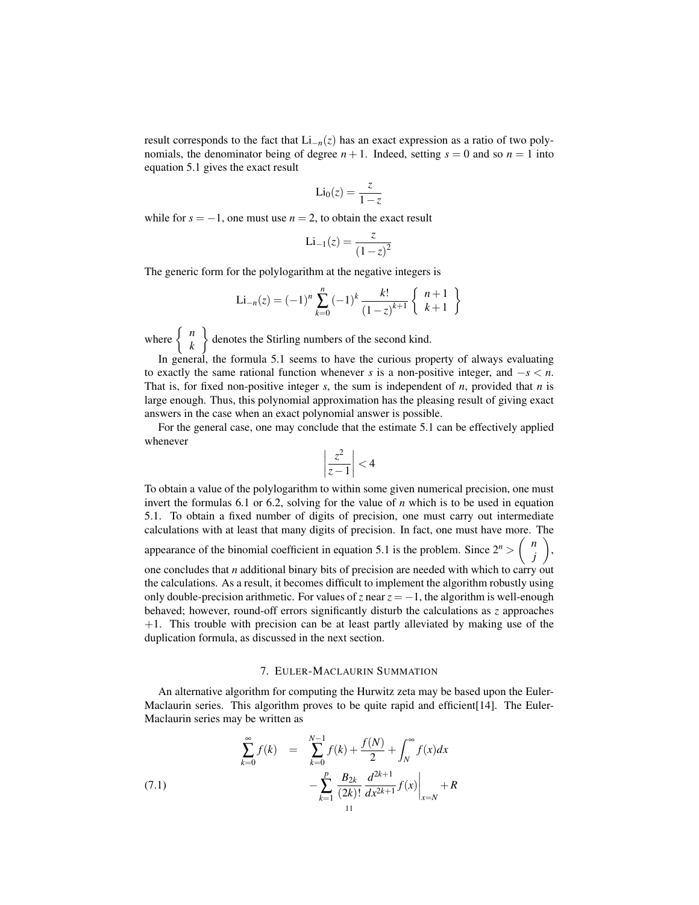result corresponds to the fact that $\text{Li}_{-n}(z)$ has an exact expression as a ratio of two polynomials, the denominator being of degree $n+1$. Indeed, setting $s=0$ and so $n=1$ into equation 5.1 gives the exact result

$$\text{Li}_0(z) = \frac{z}{1-z}$$

while for $s=-1$, one must use $n=2$, to obtain the exact result

$$\text{Li}_{-1}(z) = \frac{z}{(1-z)^2}$$

The generic form for the polylogarithm at the negative integers is

$$\text{Li}_{-n}(z) = (-1)^n \sum_{k=0}^{n} (-1)^k \frac{k!}{(1-z)^{k+1}} \left\{ \begin{array}{c} n+1 \\ k+1 \end{array} \right\}$$

where $\left\{ \begin{array}{c} n \\ k \end{array} \right\}$ denotes the Stirling numbers of the second kind.

In general, the formula 5.1 seems to have the curious property of always evaluating to exactly the same rational function whenever $s$ is a non-positive integer, and $-s < n$. That is, for fixed non-positive integer $s$, the sum is independent of $n$, provided that $n$ is large enough. Thus, this polynomial approximation has the pleasing result of giving exact answers in the case when an exact polynomial answer is possible.

For the general case, one may conclude that the estimate 5.1 can be effectively applied whenever

$$\left| \frac{z^2}{z-1} \right| < 4$$

To obtain a value of the polylogarithm to within some given numerical precision, one must invert the formulas 6.1 or 6.2, solving for the value of $n$ which is to be used in equation 5.1. To obtain a fixed number of digits of precision, one must carry out intermediate calculations with at least that many digits of precision. In fact, one must have more. The appearance of the binomial coefficient in equation 5.1 is the problem. Since $2^n > \binom{n}{j}$, one concludes that $n$ additional binary bits of precision are needed with which to carry out the calculations. As a result, it becomes difficult to implement the algorithm robustly using only double-precision arithmetic. For values of $z$ near $z=-1$, the algorithm is well-enough behaved; however, round-off errors significantly disturb the calculations as $z$ approaches $+1$. This trouble with precision can be at least partly alleviated by making use of the duplication formula, as discussed in the next section.

## 7. Euler-Maclaurin Summation

An alternative algorithm for computing the Hurwitz zeta may be based upon the Euler-Maclaurin series. This algorithm proves to be quite rapid and efficient[14]. The Euler-Maclaurin series may be written as

$$\begin{aligned} \sum_{k=0}^{\infty} f(k) &= \sum_{k=0}^{N-1} f(k) + \frac{f(N)}{2} + \int_N^{\infty} f(x)dx \\ &\quad - \sum_{k=1}^{p} \frac{B_{2k}}{(2k)!} \frac{d^{2k+1}}{dx^{2k+1}} f(x) \bigg|_{x=N} + R \end{aligned} \tag{7.1}$$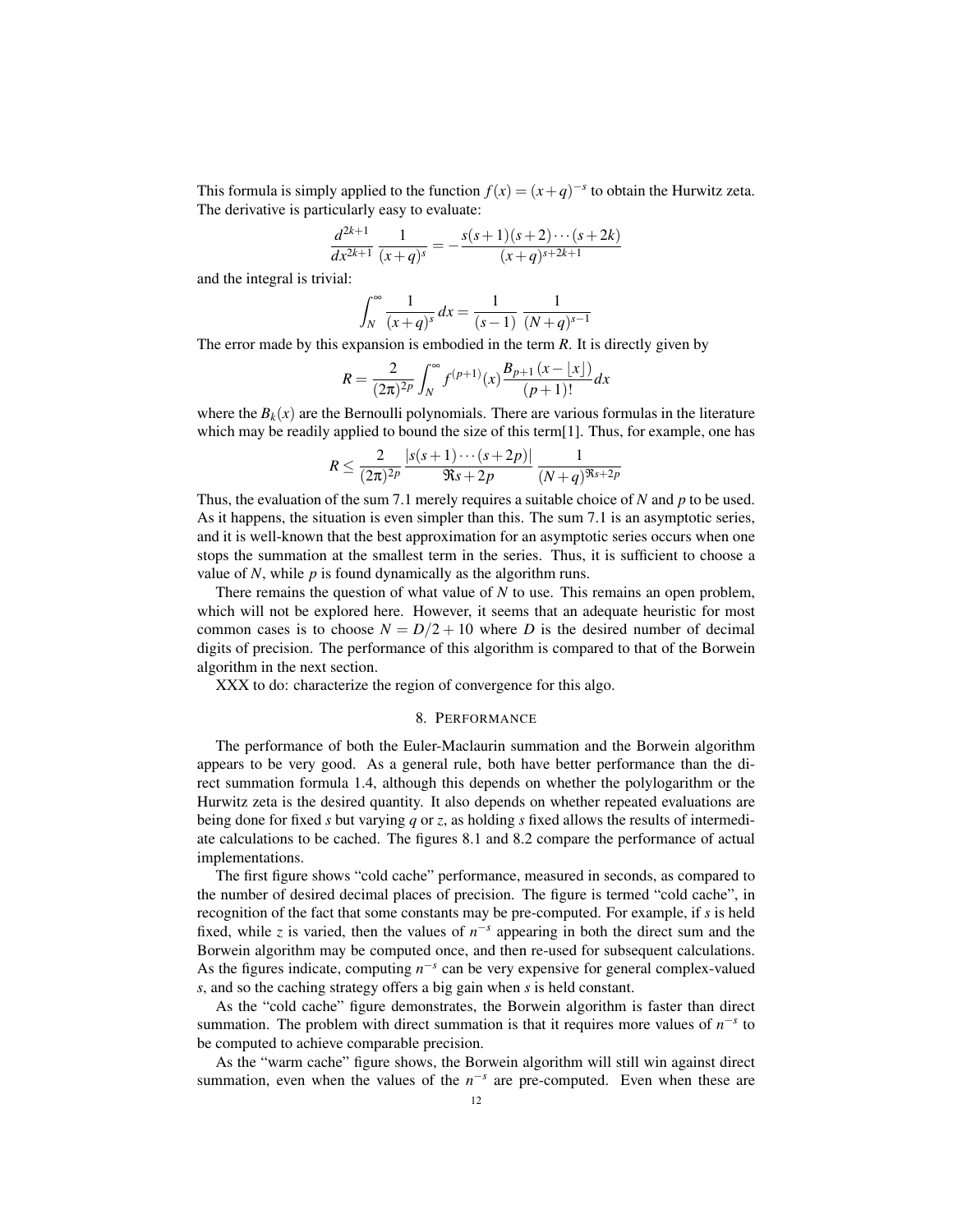This formula is simply applied to the function $f(x) = (x+q)^{-s}$ to obtain the Hurwitz zeta. The derivative is particularly easy to evaluate:

$$\frac{d^{2k+1}}{dx^{2k+1}} \frac{1}{(x+q)^s} = -\frac{s(s+1)(s+2)\cdots(s+2k)}{(x+q)^{s+2k+1}}$$

and the integral is trivial:

$$\int_N^\infty \frac{1}{(x+q)^s} dx = \frac{1}{(s-1)} \frac{1}{(N+q)^{s-1}}$$

The error made by this expansion is embodied in the term $R$. It is directly given by

$$R = \frac{2}{(2\pi)^{2p}} \int_N^\infty f^{(p+1)}(x) \frac{B_{p+1}(x - \lfloor x \rfloor)}{(p+1)!} dx$$

where the $B_k(x)$ are the Bernoulli polynomials. There are various formulas in the literature which may be readily applied to bound the size of this term[1]. Thus, for example, one has

$$R \leq \frac{2}{(2\pi)^{2p}} \frac{|s(s+1)\cdots(s+2p)|}{\Re s + 2p} \frac{1}{(N+q)^{\Re s + 2p}}$$

Thus, the evaluation of the sum 7.1 merely requires a suitable choice of $N$ and $p$ to be used. As it happens, the situation is even simpler than this. The sum 7.1 is an asymptotic series, and it is well-known that the best approximation for an asymptotic series occurs when one stops the summation at the smallest term in the series. Thus, it is sufficient to choose a value of $N$, while $p$ is found dynamically as the algorithm runs.

There remains the question of what value of $N$ to use. This remains an open problem, which will not be explored here. However, it seems that an adequate heuristic for most common cases is to choose $N = D/2 + 10$ where $D$ is the desired number of decimal digits of precision. The performance of this algorithm is compared to that of the Borwein algorithm in the next section.

XXX to do: characterize the region of convergence for this algo.

## 8. Performance

The performance of both the Euler-Maclaurin summation and the Borwein algorithm appears to be very good. As a general rule, both have better performance than the direct summation formula 1.4, although this depends on whether the polylogarithm or the Hurwitz zeta is the desired quantity. It also depends on whether repeated evaluations are being done for fixed $s$ but varying $q$ or $z$, as holding $s$ fixed allows the results of intermediate calculations to be cached. The figures 8.1 and 8.2 compare the performance of actual implementations.

The first figure shows "cold cache" performance, measured in seconds, as compared to the number of desired decimal places of precision. The figure is termed "cold cache", in recognition of the fact that some constants may be pre-computed. For example, if $s$ is held fixed, while $z$ is varied, then the values of $n^{-s}$ appearing in both the direct sum and the Borwein algorithm may be computed once, and then re-used for subsequent calculations. As the figures indicate, computing $n^{-s}$ can be very expensive for general complex-valued $s$, and so the caching strategy offers a big gain when $s$ is held constant.

As the "cold cache" figure demonstrates, the Borwein algorithm is faster than direct summation. The problem with direct summation is that it requires more values of $n^{-s}$ to be computed to achieve comparable precision.

As the "warm cache" figure shows, the Borwein algorithm will still win against direct summation, even when the values of the $n^{-s}$ are pre-computed. Even when these are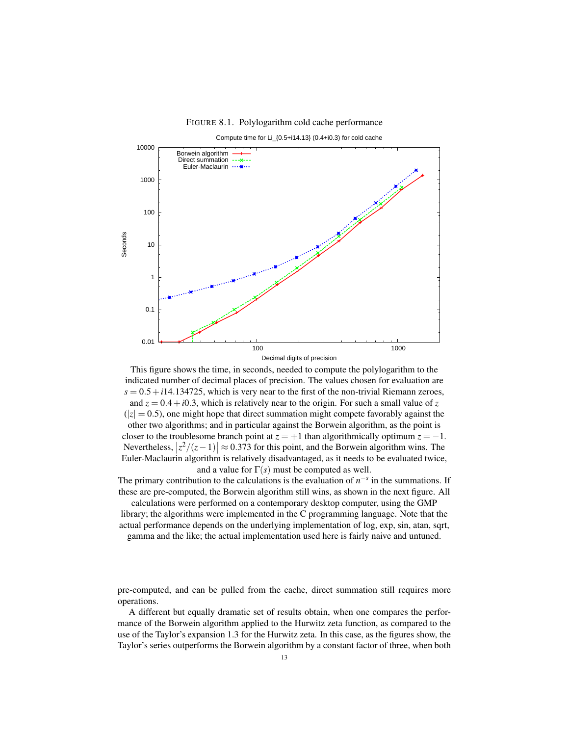FIGURE 8.1. Polylogarithm cold cache performance

This figure shows the time, in seconds, needed to compute the polylogarithm to the indicated number of decimal places of precision. The values chosen for evaluation are $s = 0.5 + i14.134725$, which is very near to the first of the non-trivial Riemann zeroes, and $z = 0.4 + i0.3$, which is relatively near to the origin. For such a small value of $z$ ($|z| = 0.5$), one might hope that direct summation might compete favorably against the other two algorithms; and in particular against the Borwein algorithm, as the point is closer to the troublesome branch point at $z = +1$ than algorithmically optimum $z = -1$. Nevertheless, $\left|z^2/(z-1)\right| \approx 0.373$ for this point, and the Borwein algorithm wins. The Euler-Maclaurin algorithm is relatively disadvantaged, as it needs to be evaluated twice, and a value for $\Gamma(s)$ must be computed as well.

The primary contribution to the calculations is the evaluation of $n^{-s}$ in the summations. If these are pre-computed, the Borwein algorithm still wins, as shown in the next figure. All calculations were performed on a contemporary desktop computer, using the GMP library; the algorithms were implemented in the C programming language. Note that the actual performance depends on the underlying implementation of log, exp, sin, atan, sqrt, gamma and the like; the actual implementation used here is fairly naive and untuned.

pre-computed, and can be pulled from the cache, direct summation still requires more operations.

A different but equally dramatic set of results obtain, when one compares the performance of the Borwein algorithm applied to the Hurwitz zeta function, as compared to the use of the Taylor's expansion 1.3 for the Hurwitz zeta. In this case, as the figures show, the Taylor's series outperforms the Borwein algorithm by a constant factor of three, when both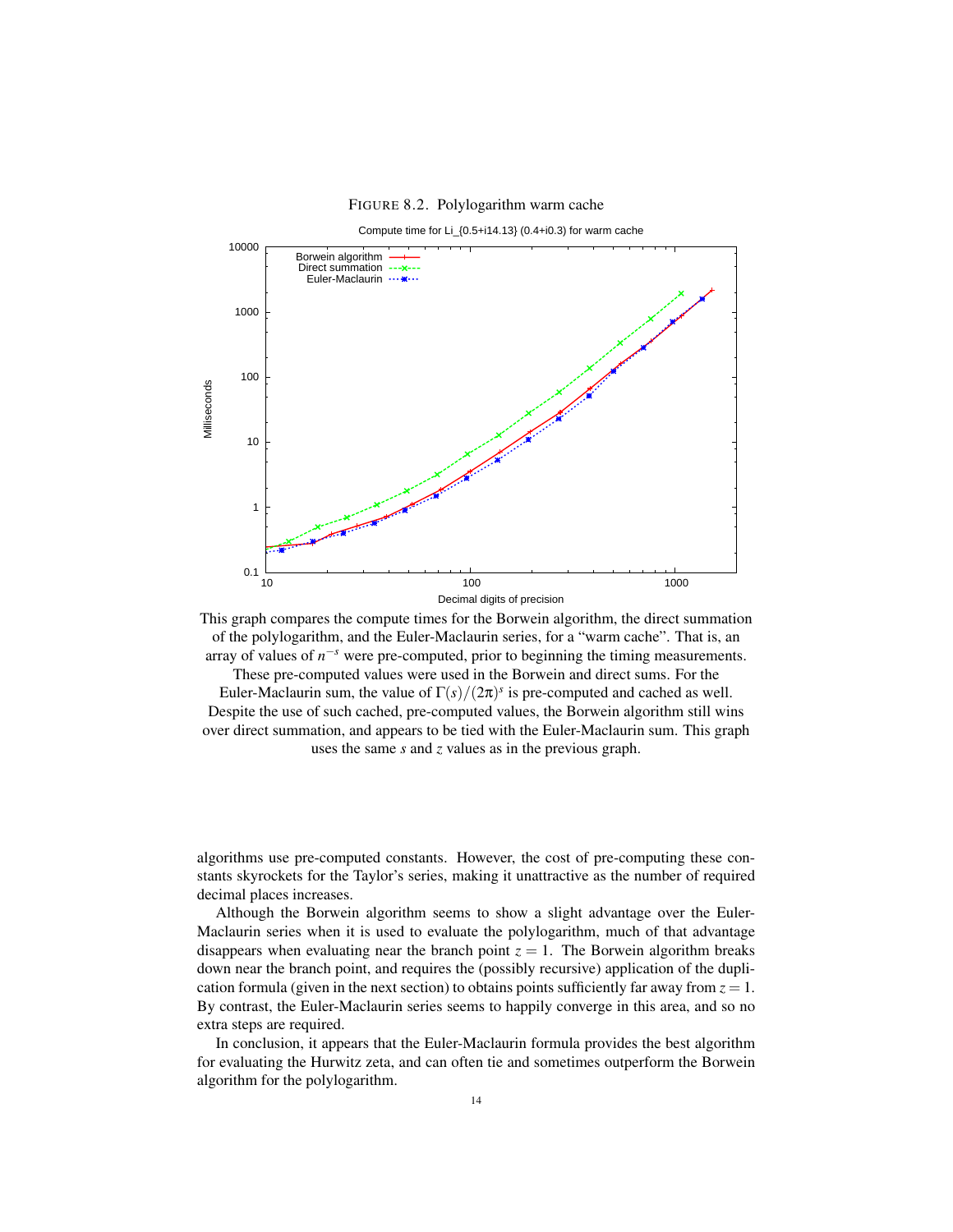FIGURE 8.2. Polylogarithm warm cache

This graph compares the compute times for the Borwein algorithm, the direct summation of the polylogarithm, and the Euler-Maclaurin series, for a "warm cache". That is, an array of values of $n^{-s}$ were pre-computed, prior to beginning the timing measurements. These pre-computed values were used in the Borwein and direct sums. For the Euler-Maclaurin sum, the value of $\Gamma(s)/(2\pi)^s$ is pre-computed and cached as well. Despite the use of such cached, pre-computed values, the Borwein algorithm still wins over direct summation, and appears to be tied with the Euler-Maclaurin sum. This graph uses the same $s$ and $z$ values as in the previous graph.

algorithms use pre-computed constants. However, the cost of pre-computing these constants skyrockets for the Taylor's series, making it unattractive as the number of required decimal places increases.

Although the Borwein algorithm seems to show a slight advantage over the Euler-Maclaurin series when it is used to evaluate the polylogarithm, much of that advantage disappears when evaluating near the branch point $z = 1$. The Borwein algorithm breaks down near the branch point, and requires the (possibly recursive) application of the duplication formula (given in the next section) to obtains points sufficiently far away from $z = 1$. By contrast, the Euler-Maclaurin series seems to happily converge in this area, and so no extra steps are required.

In conclusion, it appears that the Euler-Maclaurin formula provides the best algorithm for evaluating the Hurwitz zeta, and can often tie and sometimes outperform the Borwein algorithm for the polylogarithm.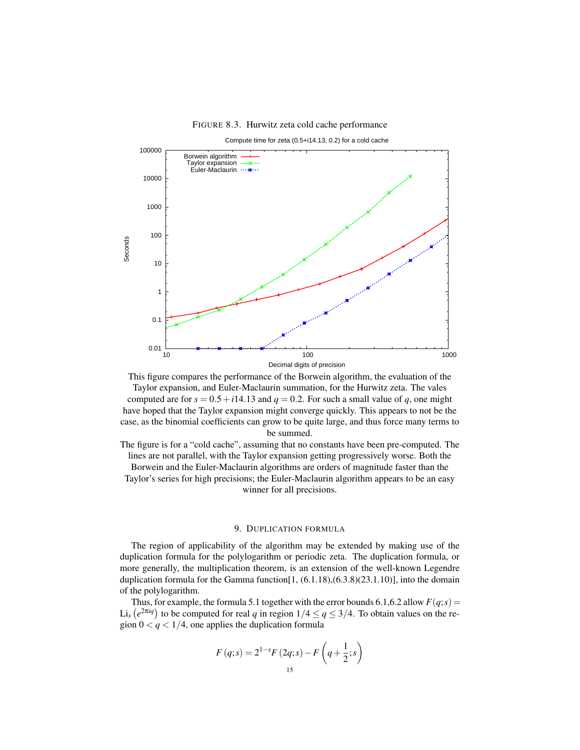FIGURE 8.3. Hurwitz zeta cold cache performance

This figure compares the performance of the Borwein algorithm, the evaluation of the Taylor expansion, and Euler-Maclaurin summation, for the Hurwitz zeta. The vales computed are for $s = 0.5 + i14.13$ and $q = 0.2$. For such a small value of $q$, one might have hoped that the Taylor expansion might converge quickly. This appears to not be the case, as the binomial coefficients can grow to be quite large, and thus force many terms to be summed.

The figure is for a "cold cache", assuming that no constants have been pre-computed. The lines are not parallel, with the Taylor expansion getting progressively worse. Both the Borwein and the Euler-Maclaurin algorithms are orders of magnitude faster than the Taylor's series for high precisions; the Euler-Maclaurin algorithm appears to be an easy winner for all precisions.

## 9. DUPLICATION FORMULA

The region of applicability of the algorithm may be extended by making use of the duplication formula for the polylogarithm or periodic zeta. The duplication formula, or more generally, the multiplication theorem, is an extension of the well-known Legendre duplication formula for the Gamma function[1, (6.1.18),(6.3.8)(23.1.10)], into the domain of the polylogarithm.

Thus, for example, the formula 5.1 together with the error bounds 6.1,6.2 allow $F(q;s) = \mathrm{Li}_s\left(e^{2\pi iq}\right)$ to be computed for real $q$ in region $1/4 \leq q \leq 3/4$. To obtain values on the region $0 < q < 1/4$, one applies the duplication formula

$$F(q;s) = 2^{1-s} F(2q;s) - F\left(q + \frac{1}{2};s\right)$$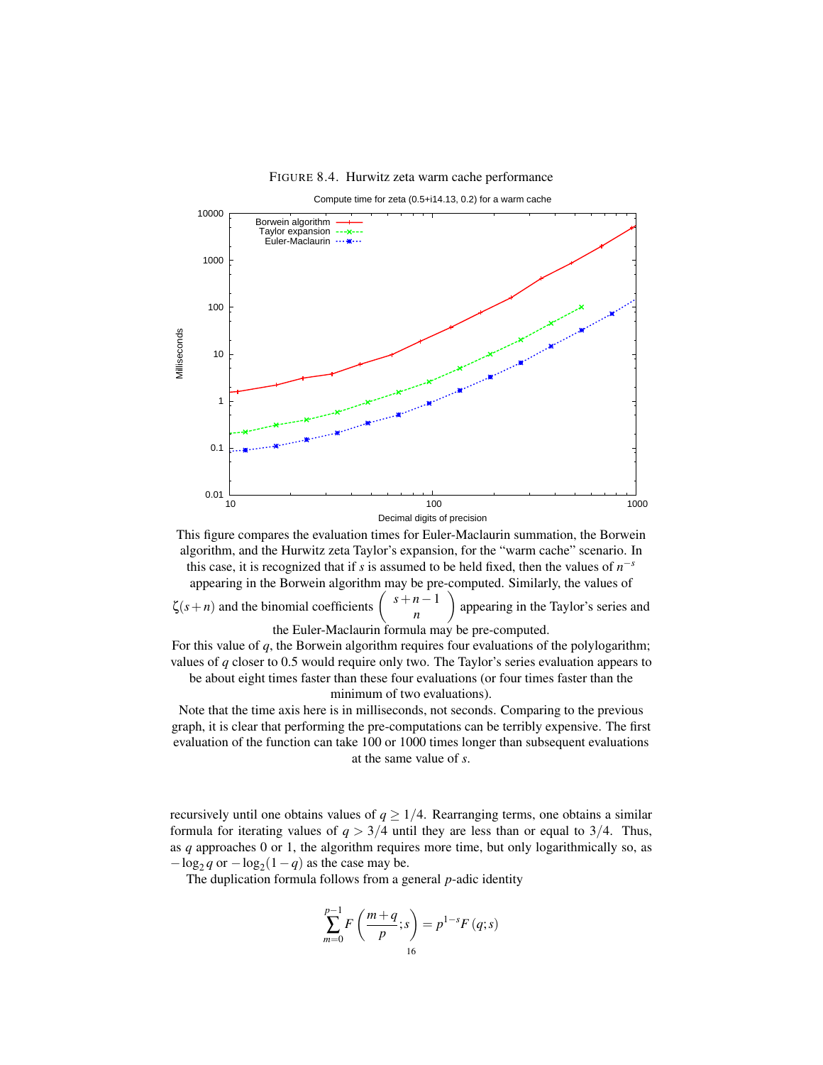FIGURE 8.4. Hurwitz zeta warm cache performance

This figure compares the evaluation times for Euler-Maclaurin summation, the Borwein algorithm, and the Hurwitz zeta Taylor's expansion, for the "warm cache" scenario. In this case, it is recognized that if $s$ is assumed to be held fixed, then the values of $n^{-s}$ appearing in the Borwein algorithm may be pre-computed. Similarly, the values of $\zeta(s+n)$ and the binomial coefficients $\binom{s+n-1}{n}$ appearing in the Taylor's series and the Euler-Maclaurin formula may be pre-computed.

For this value of $q$, the Borwein algorithm requires four evaluations of the polylogarithm; values of $q$ closer to 0.5 would require only two. The Taylor's series evaluation appears to be about eight times faster than these four evaluations (or four times faster than the minimum of two evaluations).

Note that the time axis here is in milliseconds, not seconds. Comparing to the previous graph, it is clear that performing the pre-computations can be terribly expensive. The first evaluation of the function can take 100 or 1000 times longer than subsequent evaluations at the same value of $s$.

recursively until one obtains values of $q \geq 1/4$. Rearranging terms, one obtains a similar formula for iterating values of $q > 3/4$ until they are less than or equal to $3/4$. Thus, as $q$ approaches 0 or 1, the algorithm requires more time, but only logarithmically so, as $-\log_2 q$ or $-\log_2(1-q)$ as the case may be.

The duplication formula follows from a general $p$-adic identity

$$\sum_{m=0}^{p-1} F\left(\frac{m+q}{p};s\right) = p^{1-s} F(q;s)$$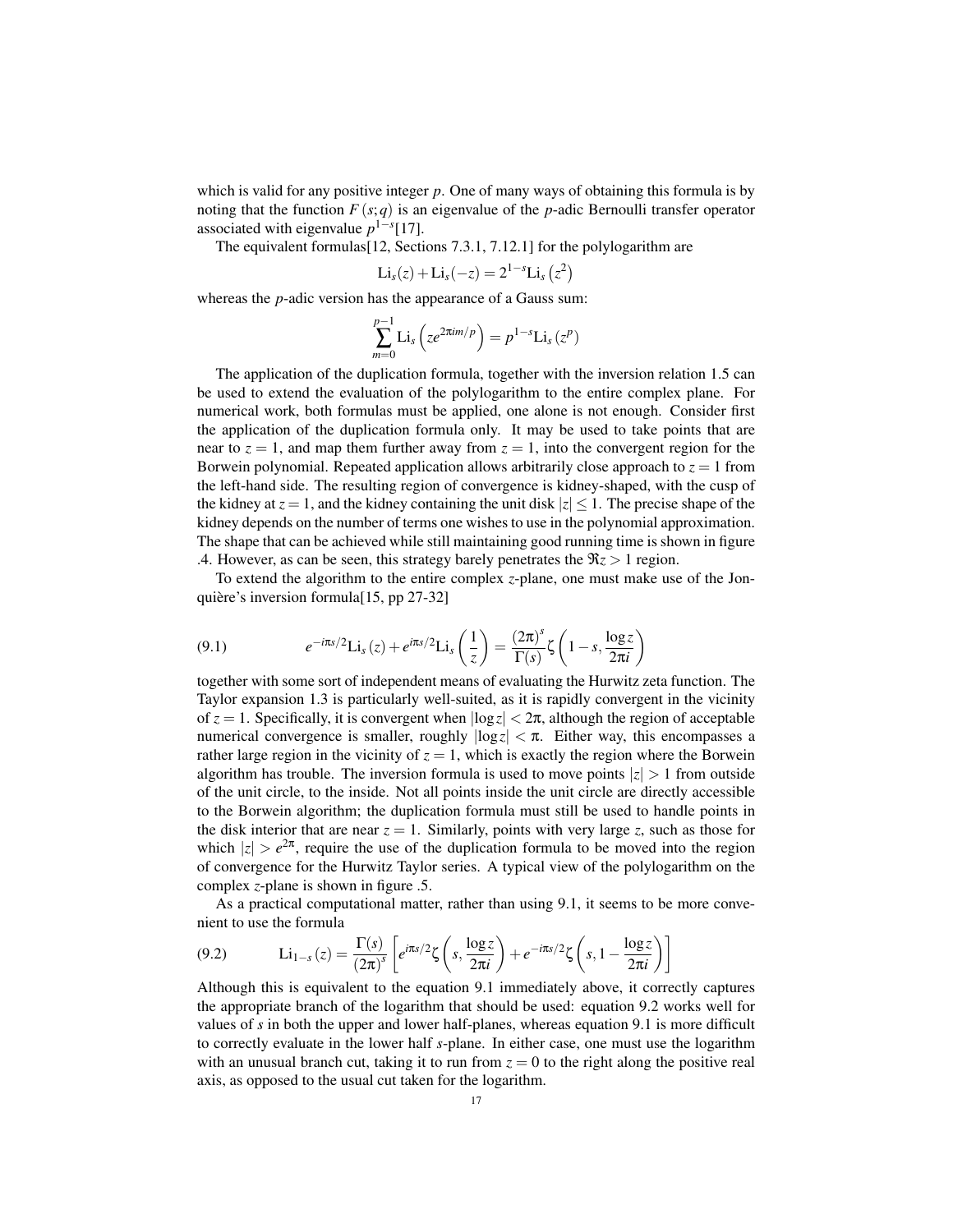which is valid for any positive integer $p$. One of many ways of obtaining this formula is by noting that the function $F(s;q)$ is an eigenvalue of the $p$-adic Bernoulli transfer operator associated with eigenvalue $p^{1-s}$[17].

The equivalent formulas[12, Sections 7.3.1, 7.12.1] for the polylogarithm are

$$\mathrm{Li}_s(z) + \mathrm{Li}_s(-z) = 2^{1-s}\mathrm{Li}_s\left(z^2\right)$$

whereas the $p$-adic version has the appearance of a Gauss sum:

$$\sum_{m=0}^{p-1} \mathrm{Li}_s\left(ze^{2\pi i m/p}\right) = p^{1-s}\mathrm{Li}_s\left(z^p\right)$$

The application of the duplication formula, together with the inversion relation 1.5 can be used to extend the evaluation of the polylogarithm to the entire complex plane. For numerical work, both formulas must be applied, one alone is not enough. Consider first the application of the duplication formula only. It may be used to take points that are near to $z=1$, and map them further away from $z=1$, into the convergent region for the Borwein polynomial. Repeated application allows arbitrarily close approach to $z=1$ from the left-hand side. The resulting region of convergence is kidney-shaped, with the cusp of the kidney at $z=1$, and the kidney containing the unit disk $|z| \leq 1$. The precise shape of the kidney depends on the number of terms one wishes to use in the polynomial approximation. The shape that can be achieved while still maintaining good running time is shown in figure .4. However, as can be seen, this strategy barely penetrates the $\Re z > 1$ region.

To extend the algorithm to the entire complex $z$-plane, one must make use of the Jonquière's inversion formula[15, pp 27-32]

$$e^{-i\pi s/2}\mathrm{Li}_s(z) + e^{i\pi s/2}\mathrm{Li}_s\left(\frac{1}{z}\right) = \frac{(2\pi)^s}{\Gamma(s)}\zeta\left(1-s, \frac{\log z}{2\pi i}\right) \tag{9.1}$$

together with some sort of independent means of evaluating the Hurwitz zeta function. The Taylor expansion 1.3 is particularly well-suited, as it is rapidly convergent in the vicinity of $z=1$. Specifically, it is convergent when $|\log z| < 2\pi$, although the region of acceptable numerical convergence is smaller, roughly $|\log z| < \pi$. Either way, this encompasses a rather large region in the vicinity of $z=1$, which is exactly the region where the Borwein algorithm has trouble. The inversion formula is used to move points $|z| > 1$ from outside of the unit circle, to the inside. Not all points inside the unit circle are directly accessible to the Borwein algorithm; the duplication formula must still be used to handle points in the disk interior that are near $z=1$. Similarly, points with very large $z$, such as those for which $|z| > e^{2\pi}$, require the use of the duplication formula to be moved into the region of convergence for the Hurwitz Taylor series. A typical view of the polylogarithm on the complex $z$-plane is shown in figure .5.

As a practical computational matter, rather than using 9.1, it seems to be more convenient to use the formula

$$\mathrm{Li}_{1-s}(z) = \frac{\Gamma(s)}{(2\pi)^s}\left[e^{i\pi s/2}\zeta\left(s, \frac{\log z}{2\pi i}\right) + e^{-i\pi s/2}\zeta\left(s, 1-\frac{\log z}{2\pi i}\right)\right] \tag{9.2}$$

Although this is equivalent to the equation 9.1 immediately above, it correctly captures the appropriate branch of the logarithm that should be used: equation 9.2 works well for values of $s$ in both the upper and lower half-planes, whereas equation 9.1 is more difficult to correctly evaluate in the lower half $s$-plane. In either case, one must use the logarithm with an unusual branch cut, taking it to run from $z=0$ to the right along the positive real axis, as opposed to the usual cut taken for the logarithm.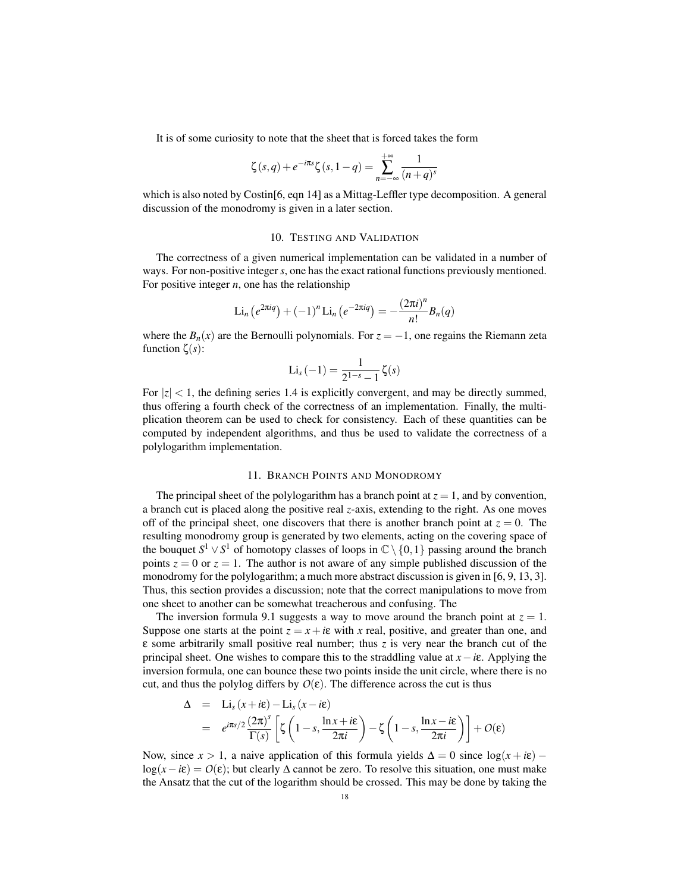It is of some curiosity to note that the sheet that is forced takes the form

$$\zeta(s,q) + e^{-i\pi s}\zeta(s,1-q) = \sum_{n=-\infty}^{+\infty} \frac{1}{(n+q)^s}$$

which is also noted by Costin[6, eqn 14] as a Mittag-Leffler type decomposition. A general discussion of the monodromy is given in a later section.

## 10. Testing and Validation

The correctness of a given numerical implementation can be validated in a number of ways. For non-positive integer $s$, one has the exact rational functions previously mentioned. For positive integer $n$, one has the relationship

$$\mathrm{Li}_n\left(e^{2\pi i q}\right) + (-1)^n \mathrm{Li}_n\left(e^{-2\pi i q}\right) = -\frac{(2\pi i)^n}{n!} B_n(q)$$

where the $B_n(x)$ are the Bernoulli polynomials. For $z = -1$, one regains the Riemann zeta function $\zeta(s)$:

$$\mathrm{Li}_s(-1) = \frac{1}{2^{1-s}-1}\zeta(s)$$

For $|z| < 1$, the defining series 1.4 is explicitly convergent, and may be directly summed, thus offering a fourth check of the correctness of an implementation. Finally, the multiplication theorem can be used to check for consistency. Each of these quantities can be computed by independent algorithms, and thus be used to validate the correctness of a polylogarithm implementation.

## 11. Branch Points and Monodromy

The principal sheet of the polylogarithm has a branch point at $z = 1$, and by convention, a branch cut is placed along the positive real $z$-axis, extending to the right. As one moves off of the principal sheet, one discovers that there is another branch point at $z = 0$. The resulting monodromy group is generated by two elements, acting on the covering space of the bouquet $S^1 \vee S^1$ of homotopy classes of loops in $\mathbb{C} \setminus \{0,1\}$ passing around the branch points $z = 0$ or $z = 1$. The author is not aware of any simple published discussion of the monodromy for the polylogarithm; a much more abstract discussion is given in [6, 9, 13, 3]. Thus, this section provides a discussion; note that the correct manipulations to move from one sheet to another can be somewhat treacherous and confusing. The

The inversion formula 9.1 suggests a way to move around the branch point at $z = 1$. Suppose one starts at the point $z = x + i\varepsilon$ with $x$ real, positive, and greater than one, and $\varepsilon$ some arbitrarily small positive real number; thus $z$ is very near the branch cut of the principal sheet. One wishes to compare this to the straddling value at $x - i\varepsilon$. Applying the inversion formula, one can bounce these two points inside the unit circle, where there is no cut, and thus the polylog differs by $O(\varepsilon)$. The difference across the cut is thus

$$\begin{aligned}
\Delta &= \mathrm{Li}_s(x+i\varepsilon) - \mathrm{Li}_s(x-i\varepsilon) \\
&= e^{i\pi s/2}\frac{(2\pi)^s}{\Gamma(s)}\left[\zeta\left(1-s, \frac{\ln x + i\varepsilon}{2\pi i}\right) - \zeta\left(1-s, \frac{\ln x - i\varepsilon}{2\pi i}\right)\right] + O(\varepsilon)
\end{aligned}$$

Now, since $x > 1$, a naive application of this formula yields $\Delta = 0$ since $\log(x+i\varepsilon) - \log(x-i\varepsilon) = O(\varepsilon)$; but clearly $\Delta$ cannot be zero. To resolve this situation, one must make the Ansatz that the cut of the logarithm should be crossed. This may be done by taking the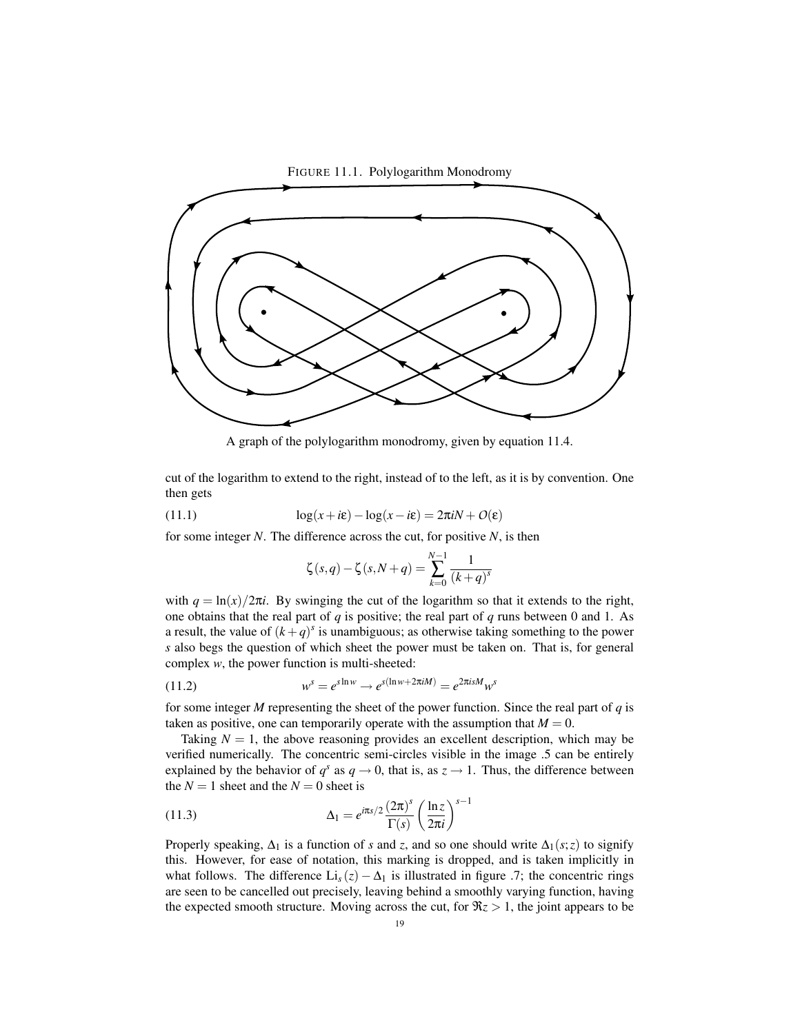FIGURE 11.1. Polylogarithm Monodromy

A graph of the polylogarithm monodromy, given by equation 11.4.

cut of the logarithm to extend to the right, instead of to the left, as it is by convention. One then gets

$$\log(x+i\varepsilon) - \log(x-i\varepsilon) = 2\pi i N + O(\varepsilon) \tag{11.1}$$

for some integer $N$. The difference across the cut, for positive $N$, is then

$$\zeta(s,q) - \zeta(s,N+q) = \sum_{k=0}^{N-1} \frac{1}{(k+q)^s}$$

with $q = \ln(x)/2\pi i$. By swinging the cut of the logarithm so that it extends to the right, one obtains that the real part of $q$ is positive; the real part of $q$ runs between 0 and 1. As a result, the value of $(k+q)^s$ is unambiguous; as otherwise taking something to the power $s$ also begs the question of which sheet the power must be taken on. That is, for general complex $w$, the power function is multi-sheeted:

$$w^s = e^{s \ln w} \to e^{s(\ln w + 2\pi i M)} = e^{2\pi i s M} w^s \tag{11.2}$$

for some integer $M$ representing the sheet of the power function. Since the real part of $q$ is taken as positive, one can temporarily operate with the assumption that $M = 0$.

Taking $N = 1$, the above reasoning provides an excellent description, which may be verified numerically. The concentric semi-circles visible in the image .5 can be entirely explained by the behavior of $q^s$ as $q \to 0$, that is, as $z \to 1$. Thus, the difference between the $N = 1$ sheet and the $N = 0$ sheet is

$$\Delta_1 = e^{i\pi s/2} \frac{(2\pi)^s}{\Gamma(s)} \left( \frac{\ln z}{2\pi i} \right)^{s-1} \tag{11.3}$$

Properly speaking, $\Delta_1$ is a function of $s$ and $z$, and so one should write $\Delta_1(s;z)$ to signify this. However, for ease of notation, this marking is dropped, and is taken implicitly in what follows. The difference $\mathrm{Li}_s(z) - \Delta_1$ is illustrated in figure .7; the concentric rings are seen to be cancelled out precisely, leaving behind a smoothly varying function, having the expected smooth structure. Moving across the cut, for $\Re z > 1$, the joint appears to be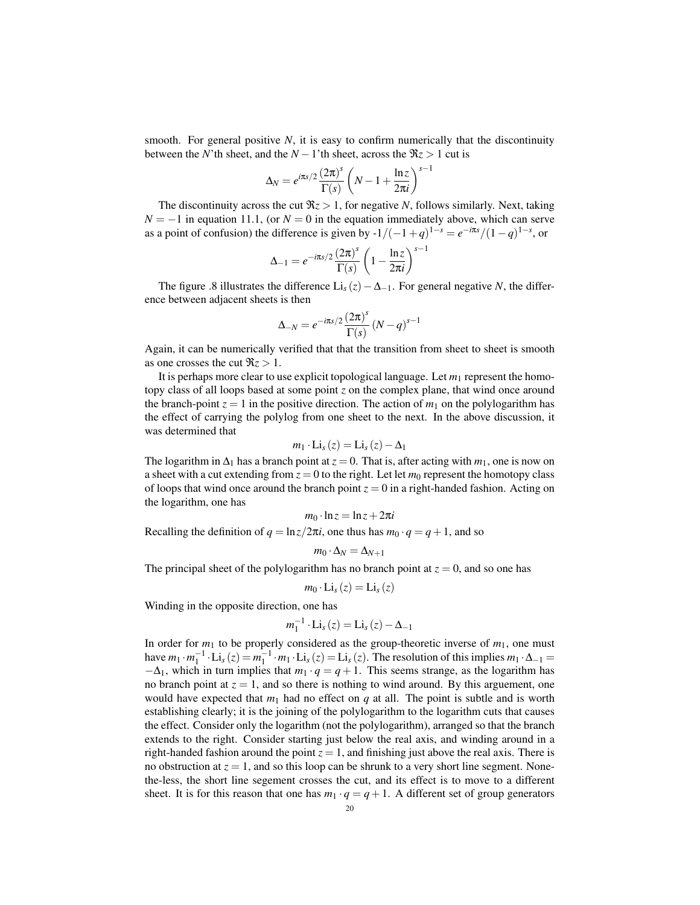smooth. For general positive $N$, it is easy to confirm numerically that the discontinuity between the $N$'th sheet, and the $N-1$'th sheet, across the $\Re z > 1$ cut is

$$\Delta_N = e^{i\pi s/2} \frac{(2\pi)^s}{\Gamma(s)} \left( N - 1 + \frac{\ln z}{2\pi i} \right)^{s-1}$$

The discontinuity across the cut $\Re z > 1$, for negative $N$, follows similarly. Next, taking $N = -1$ in equation 11.1, (or $N = 0$ in the equation immediately above, which can serve as a point of confusion) the difference is given by -$1/(-1+q)^{1-s} = e^{-i\pi s}/(1-q)^{1-s}$, or

$$\Delta_{-1} = e^{-i\pi s/2} \frac{(2\pi)^s}{\Gamma(s)} \left( 1 - \frac{\ln z}{2\pi i} \right)^{s-1}$$

The figure .8 illustrates the difference $\mathrm{Li}_s(z) - \Delta_{-1}$. For general negative $N$, the difference between adjacent sheets is then

$$\Delta_{-N} = e^{-i\pi s/2} \frac{(2\pi)^s}{\Gamma(s)} (N-q)^{s-1}$$

Again, it can be numerically verified that that the transition from sheet to sheet is smooth as one crosses the cut $\Re z > 1$.

It is perhaps more clear to use explicit topological language. Let $m_1$ represent the homotopy class of all loops based at some point $z$ on the complex plane, that wind once around the branch-point $z = 1$ in the positive direction. The action of $m_1$ on the polylogarithm has the effect of carrying the polylog from one sheet to the next. In the above discussion, it was determined that

$$m_1 \cdot \mathrm{Li}_s(z) = \mathrm{Li}_s(z) - \Delta_1$$

The logarithm in $\Delta_1$ has a branch point at $z = 0$. That is, after acting with $m_1$, one is now on a sheet with a cut extending from $z = 0$ to the right. Let let $m_0$ represent the homotopy class of loops that wind once around the branch point $z = 0$ in a right-handed fashion. Acting on the logarithm, one has

$$m_0 \cdot \ln z = \ln z + 2\pi i$$

Recalling the definition of $q = \ln z / 2\pi i$, one thus has $m_0 \cdot q = q + 1$, and so

$$m_0 \cdot \Delta_N = \Delta_{N+1}$$

The principal sheet of the polylogarithm has no branch point at $z = 0$, and so one has

$$m_0 \cdot \mathrm{Li}_s(z) = \mathrm{Li}_s(z)$$

Winding in the opposite direction, one has

$$m_1^{-1} \cdot \mathrm{Li}_s(z) = \mathrm{Li}_s(z) - \Delta_{-1}$$

In order for $m_1$ to be properly considered as the group-theoretic inverse of $m_1$, one must have $m_1 \cdot m_1^{-1} \cdot \mathrm{Li}_s(z) = m_1^{-1} \cdot m_1 \cdot \mathrm{Li}_s(z) = \mathrm{Li}_s(z)$. The resolution of this implies $m_1 \cdot \Delta_{-1} = -\Delta_1$, which in turn implies that $m_1 \cdot q = q + 1$. This seems strange, as the logarithm has no branch point at $z = 1$, and so there is nothing to wind around. By this arguement, one would have expected that $m_1$ had no effect on $q$ at all. The point is subtle and is worth establishing clearly; it is the joining of the polylogarithm to the logarithm cuts that causes the effect. Consider only the logarithm (not the polylogarithm), arranged so that the branch extends to the right. Consider starting just below the real axis, and winding around in a right-handed fashion around the point $z = 1$, and finishing just above the real axis. There is no obstruction at $z = 1$, and so this loop can be shrunk to a very short line segment. None-the-less, the short line segement crosses the cut, and its effect is to move to a different sheet. It is for this reason that one has $m_1 \cdot q = q + 1$. A different set of group generators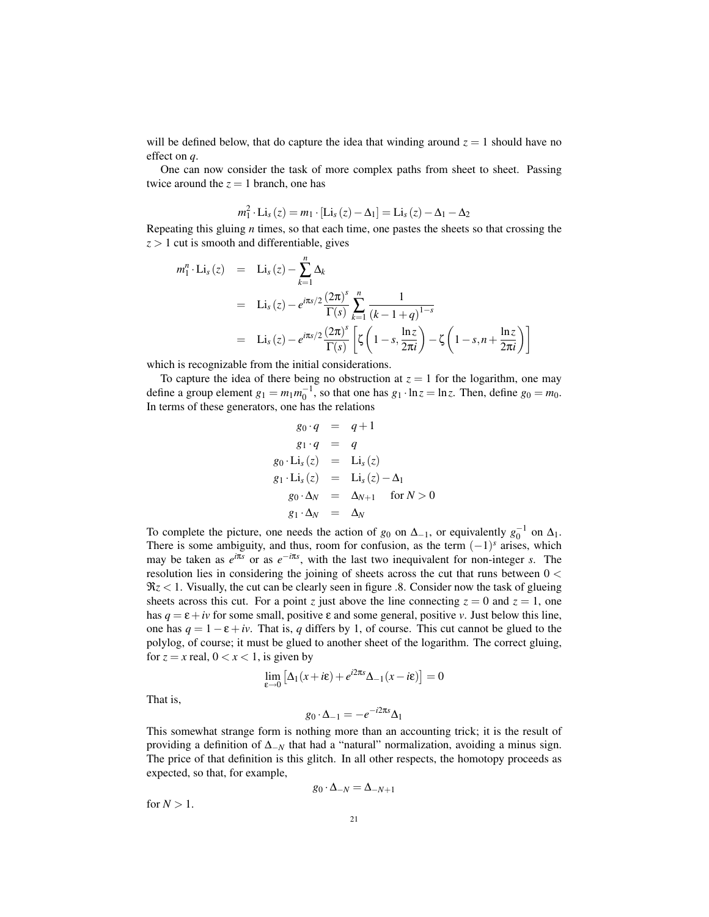will be defined below, that do capture the idea that winding around $z=1$ should have no effect on $q$.

One can now consider the task of more complex paths from sheet to sheet. Passing twice around the $z=1$ branch, one has

$$m_1^2 \cdot \mathrm{Li}_s(z) = m_1 \cdot [\mathrm{Li}_s(z) - \Delta_1] = \mathrm{Li}_s(z) - \Delta_1 - \Delta_2$$

Repeating this gluing $n$ times, so that each time, one pastes the sheets so that crossing the $z>1$ cut is smooth and differentiable, gives

$$\begin{aligned}
m_1^n \cdot \mathrm{Li}_s(z) &= \mathrm{Li}_s(z) - \sum_{k=1}^{n} \Delta_k \\
&= \mathrm{Li}_s(z) - e^{i\pi s/2} \frac{(2\pi)^s}{\Gamma(s)} \sum_{k=1}^{n} \frac{1}{(k-1+q)^{1-s}} \\
&= \mathrm{Li}_s(z) - e^{i\pi s/2} \frac{(2\pi)^s}{\Gamma(s)} \left[ \zeta\left(1-s, \frac{\ln z}{2\pi i}\right) - \zeta\left(1-s, n+\frac{\ln z}{2\pi i}\right) \right]
\end{aligned}$$

which is recognizable from the initial considerations.

To capture the idea of there being no obstruction at $z=1$ for the logarithm, one may define a group element $g_1 = m_1 m_0^{-1}$, so that one has $g_1 \cdot \ln z = \ln z$. Then, define $g_0 = m_0$. In terms of these generators, one has the relations

$$\begin{aligned}
g_0 \cdot q &= q+1 \\
g_1 \cdot q &= q \\
g_0 \cdot \mathrm{Li}_s(z) &= \mathrm{Li}_s(z) \\
g_1 \cdot \mathrm{Li}_s(z) &= \mathrm{Li}_s(z) - \Delta_1 \\
g_0 \cdot \Delta_N &= \Delta_{N+1} \quad \text{for } N>0 \\
g_1 \cdot \Delta_N &= \Delta_N
\end{aligned}$$

To complete the picture, one needs the action of $g_0$ on $\Delta_{-1}$, or equivalently $g_0^{-1}$ on $\Delta_1$. There is some ambiguity, and thus, room for confusion, as the term $(-1)^s$ arises, which may be taken as $e^{i\pi s}$ or as $e^{-i\pi s}$, with the last two inequivalent for non-integer $s$. The resolution lies in considering the joining of sheets across the cut that runs between $0 < \Re z < 1$. Visually, the cut can be clearly seen in figure .8. Consider now the task of glueing sheets across this cut. For a point $z$ just above the line connecting $z=0$ and $z=1$, one has $q = \varepsilon + iv$ for some small, positive $\varepsilon$ and some general, positive $v$. Just below this line, one has $q = 1-\varepsilon+iv$. That is, $q$ differs by 1, of course. This cut cannot be glued to the polylog, of course; it must be glued to another sheet of the logarithm. The correct gluing, for $z=x$ real, $0<x<1$, is given by

$$\lim_{\varepsilon \to 0} \left[ \Delta_1(x+i\varepsilon) + e^{i2\pi s} \Delta_{-1}(x-i\varepsilon) \right] = 0$$

That is,

$$g_0 \cdot \Delta_{-1} = -e^{-i2\pi s} \Delta_1$$

This somewhat strange form is nothing more than an accounting trick; it is the result of providing a definition of $\Delta_{-N}$ that had a "natural" normalization, avoiding a minus sign. The price of that definition is this glitch. In all other respects, the homotopy proceeds as expected, so that, for example,

$$g_0 \cdot \Delta_{-N} = \Delta_{-N+1}$$

for $N>1$.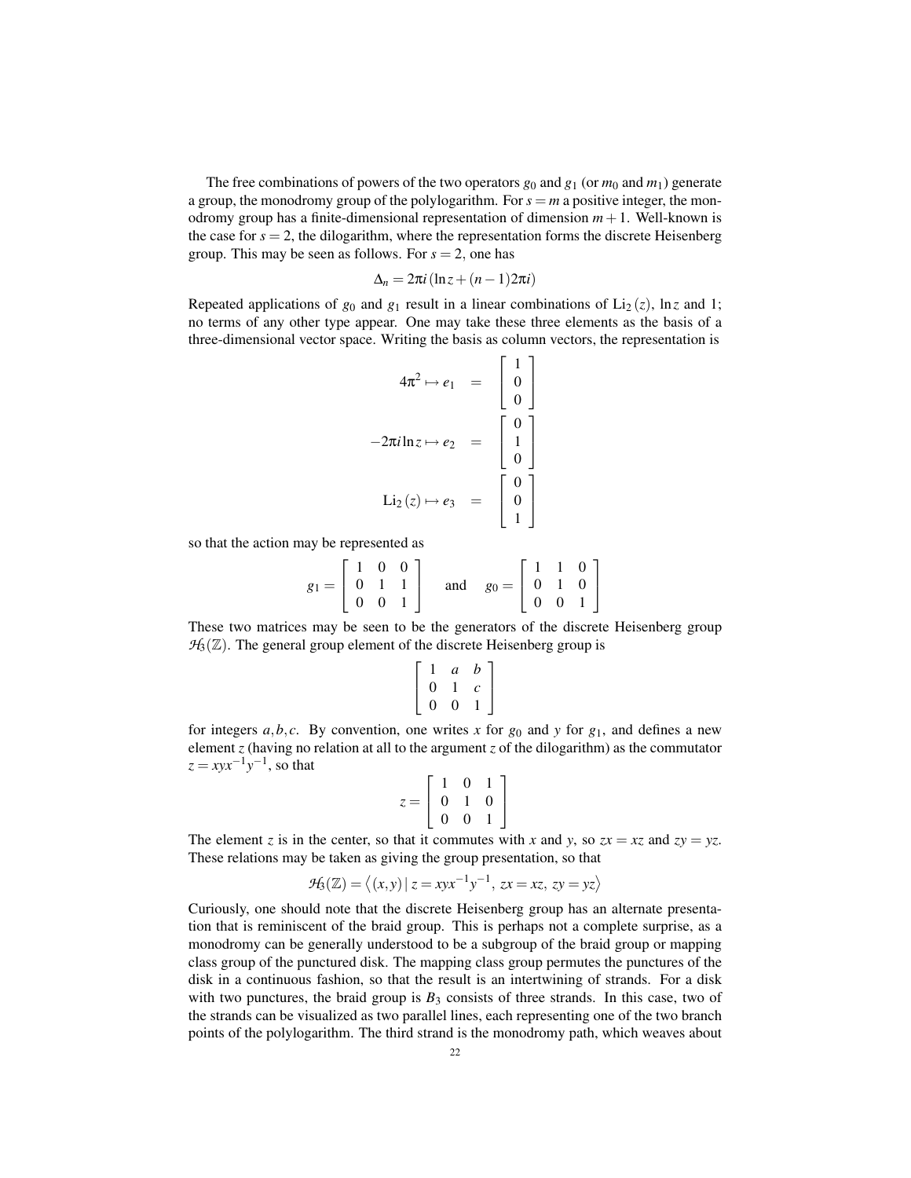The free combinations of powers of the two operators $g_0$ and $g_1$ (or $m_0$ and $m_1$) generate a group, the monodromy group of the polylogarithm. For $s = m$ a positive integer, the monodromy group has a finite-dimensional representation of dimension $m+1$. Well-known is the case for $s = 2$, the dilogarithm, where the representation forms the discrete Heisenberg group. This may be seen as follows. For $s = 2$, one has

$$\Delta_n = 2\pi i\,(\ln z + (n-1)2\pi i)$$

Repeated applications of $g_0$ and $g_1$ result in a linear combinations of $\mathrm{Li}_2\,(z)$, $\ln z$ and 1; no terms of any other type appear. One may take these three elements as the basis of a three-dimensional vector space. Writing the basis as column vectors, the representation is

$$\begin{aligned}
4\pi^2 \mapsto e_1 &= \begin{bmatrix} 1 \\ 0 \\ 0 \end{bmatrix} \\
-2\pi i \ln z \mapsto e_2 &= \begin{bmatrix} 0 \\ 1 \\ 0 \end{bmatrix} \\
\mathrm{Li}_2\,(z) \mapsto e_3 &= \begin{bmatrix} 0 \\ 0 \\ 1 \end{bmatrix}
\end{aligned}$$

so that the action may be represented as

$$g_1 = \begin{bmatrix} 1 & 0 & 0 \\ 0 & 1 & 1 \\ 0 & 0 & 1 \end{bmatrix} \quad \text{and} \quad g_0 = \begin{bmatrix} 1 & 1 & 0 \\ 0 & 1 & 0 \\ 0 & 0 & 1 \end{bmatrix}$$

These two matrices may be seen to be the generators of the discrete Heisenberg group $\mathcal{H}_3(\mathbb{Z})$. The general group element of the discrete Heisenberg group is

$$\begin{bmatrix} 1 & a & b \\ 0 & 1 & c \\ 0 & 0 & 1 \end{bmatrix}$$

for integers $a, b, c$. By convention, one writes $x$ for $g_0$ and $y$ for $g_1$, and defines a new element $z$ (having no relation at all to the argument $z$ of the dilogarithm) as the commutator $z = xyx^{-1}y^{-1}$, so that

$$z = \begin{bmatrix} 1 & 0 & 1 \\ 0 & 1 & 0 \\ 0 & 0 & 1 \end{bmatrix}$$

The element $z$ is in the center, so that it commutes with $x$ and $y$, so $zx = xz$ and $zy = yz$. These relations may be taken as giving the group presentation, so that

$$\mathcal{H}_3(\mathbb{Z}) = \left\langle (x,y) \,|\, z = xyx^{-1}y^{-1},\; zx = xz,\; zy = yz \right\rangle$$

Curiously, one should note that the discrete Heisenberg group has an alternate presentation that is reminiscent of the braid group. This is perhaps not a complete surprise, as a monodromy can be generally understood to be a subgroup of the braid group or mapping class group of the punctured disk. The mapping class group permutes the punctures of the disk in a continuous fashion, so that the result is an intertwining of strands. For a disk with two punctures, the braid group is $B_3$ consists of three strands. In this case, two of the strands can be visualized as two parallel lines, each representing one of the two branch points of the polylogarithm. The third strand is the monodromy path, which weaves about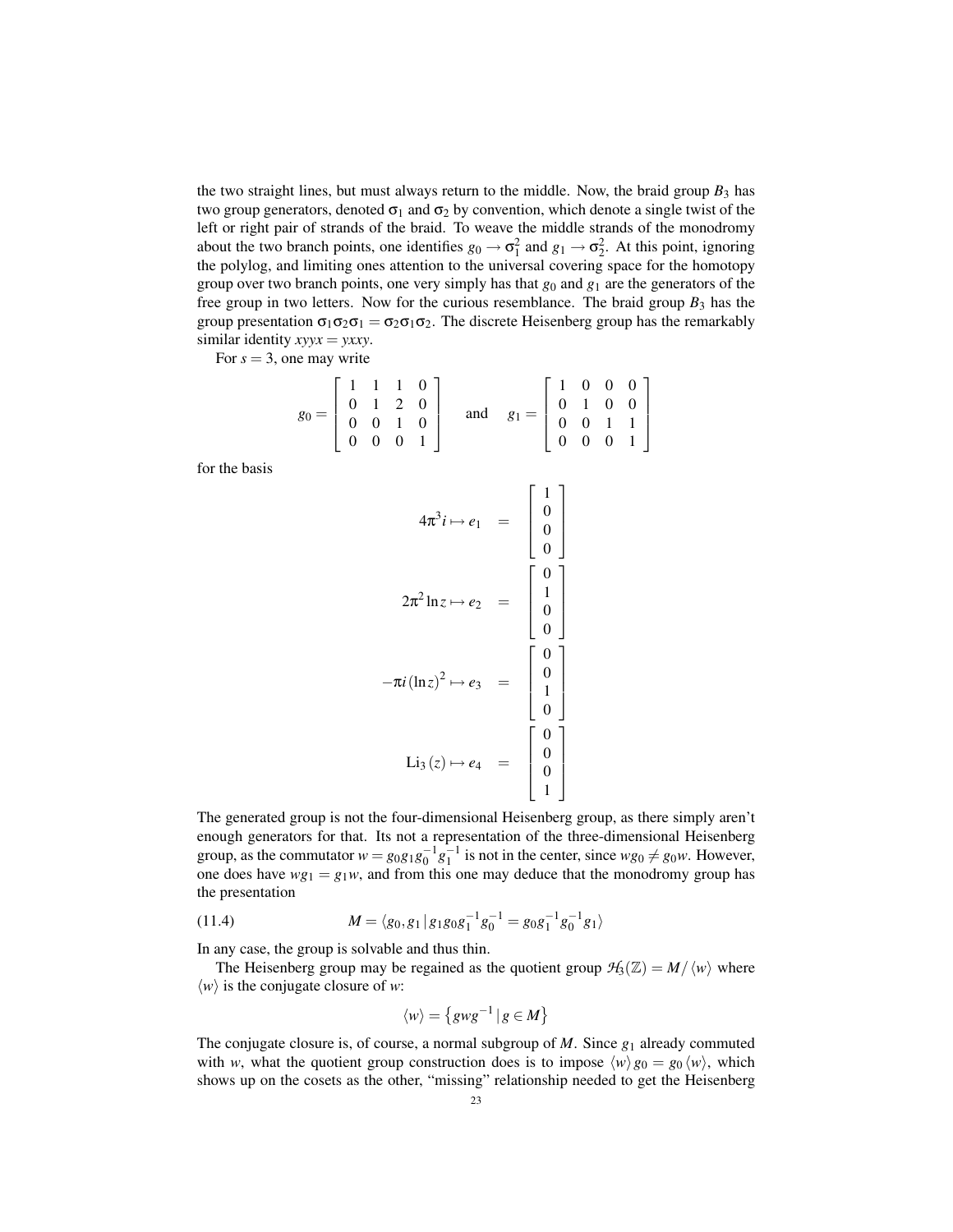the two straight lines, but must always return to the middle. Now, the braid group $B_3$ has two group generators, denoted $\sigma_1$ and $\sigma_2$ by convention, which denote a single twist of the left or right pair of strands of the braid. To weave the middle strands of the monodromy about the two branch points, one identifies $g_0 \to \sigma_1^2$ and $g_1 \to \sigma_2^2$. At this point, ignoring the polylog, and limiting ones attention to the universal covering space for the homotopy group over two branch points, one very simply has that $g_0$ and $g_1$ are the generators of the free group in two letters. Now for the curious resemblance. The braid group $B_3$ has the group presentation $\sigma_1\sigma_2\sigma_1 = \sigma_2\sigma_1\sigma_2$. The discrete Heisenberg group has the remarkably similar identity $xyyx = yxxy$.

For $s = 3$, one may write

$$g_0 = \begin{bmatrix} 1 & 1 & 1 & 0 \\ 0 & 1 & 2 & 0 \\ 0 & 0 & 1 & 0 \\ 0 & 0 & 0 & 1 \end{bmatrix} \quad \text{and} \quad g_1 = \begin{bmatrix} 1 & 0 & 0 & 0 \\ 0 & 1 & 0 & 0 \\ 0 & 0 & 1 & 1 \\ 0 & 0 & 0 & 1 \end{bmatrix}$$

for the basis

$$\begin{aligned}
4\pi^3 i \mapsto e_1 &= \begin{bmatrix} 1 \\ 0 \\ 0 \\ 0 \end{bmatrix} \\
2\pi^2 \ln z \mapsto e_2 &= \begin{bmatrix} 0 \\ 1 \\ 0 \\ 0 \end{bmatrix} \\
-\pi i (\ln z)^2 \mapsto e_3 &= \begin{bmatrix} 0 \\ 0 \\ 1 \\ 0 \end{bmatrix} \\
\mathrm{Li}_3(z) \mapsto e_4 &= \begin{bmatrix} 0 \\ 0 \\ 0 \\ 1 \end{bmatrix}
\end{aligned}$$

The generated group is not the four-dimensional Heisenberg group, as there simply aren't enough generators for that. Its not a representation of the three-dimensional Heisenberg group, as the commutator $w = g_0 g_1 g_0^{-1} g_1^{-1}$ is not in the center, since $wg_0 \neq g_0 w$. However, one does have $wg_1 = g_1 w$, and from this one may deduce that the monodromy group has the presentation

$$M = \langle g_0, g_1 \,|\, g_1 g_0 g_1^{-1} g_0^{-1} = g_0 g_1^{-1} g_0^{-1} g_1 \rangle \tag{11.4}$$

In any case, the group is solvable and thus thin.

The Heisenberg group may be regained as the quotient group $\mathcal{H}_3(\mathbb{Z}) = M / \langle w \rangle$ where $\langle w \rangle$ is the conjugate closure of $w$:

$$\langle w \rangle = \left\{ g w g^{-1} \,|\, g \in M \right\}$$

The conjugate closure is, of course, a normal subgroup of $M$. Since $g_1$ already commuted with $w$, what the quotient group construction does is to impose $\langle w \rangle g_0 = g_0 \langle w \rangle$, which shows up on the cosets as the other, "missing" relationship needed to get the Heisenberg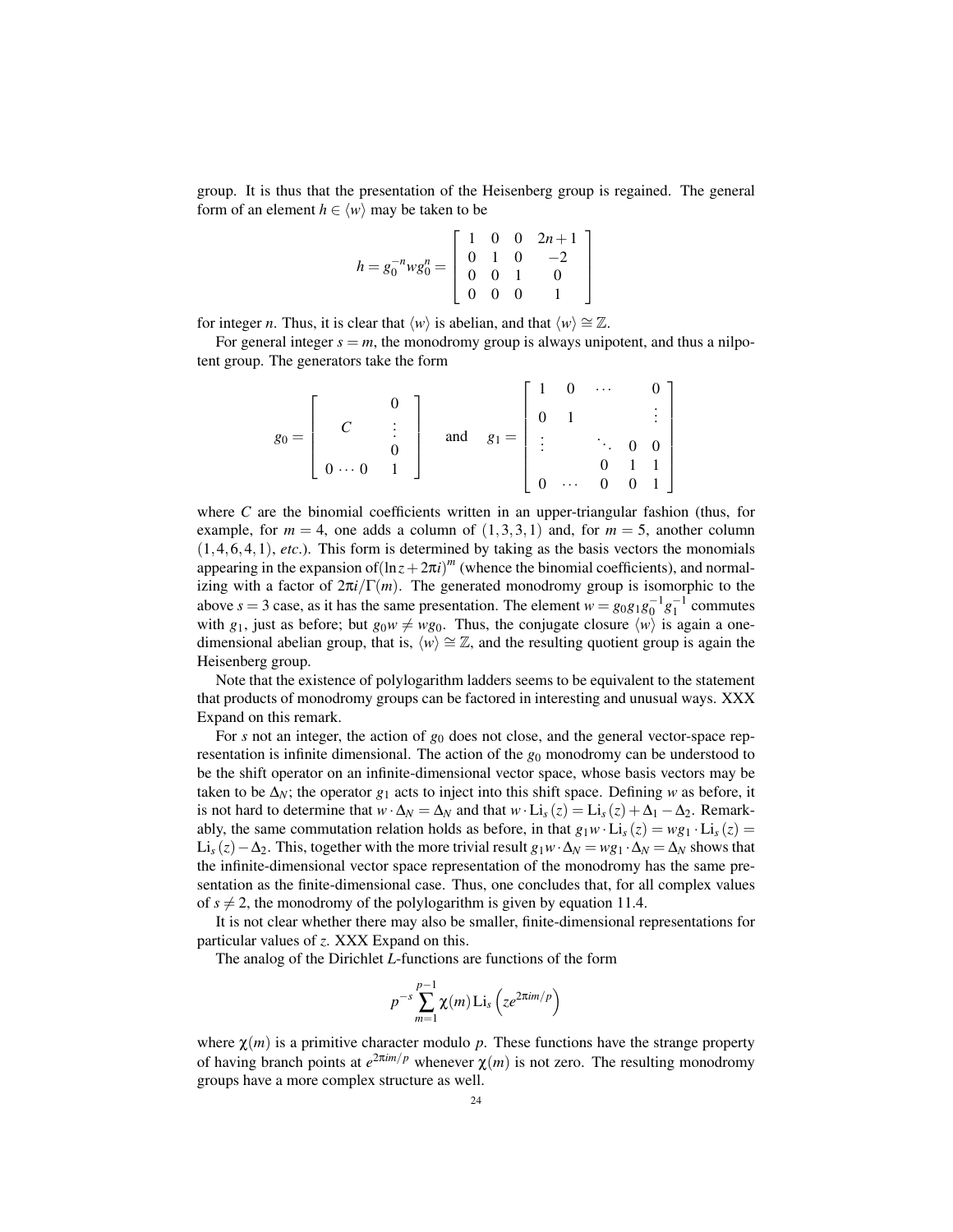group. It is thus that the presentation of the Heisenberg group is regained. The general form of an element $h \in \langle w \rangle$ may be taken to be

$$h = g_0^{-n} w g_0^n = \begin{bmatrix} 1 & 0 & 0 & 2n+1 \\ 0 & 1 & 0 & -2 \\ 0 & 0 & 1 & 0 \\ 0 & 0 & 0 & 1 \end{bmatrix}$$

for integer $n$. Thus, it is clear that $\langle w \rangle$ is abelian, and that $\langle w \rangle \cong \mathbb{Z}$.

For general integer $s = m$, the monodromy group is always unipotent, and thus a nilpotent group. The generators take the form

$$g_0 = \begin{bmatrix} & & 0 \\ C & & \vdots \\ & & 0 \\ 0 \cdots 0 & & 1 \end{bmatrix} \quad \text{and} \quad g_1 = \begin{bmatrix} 1 & 0 & \cdots & & 0 \\ 0 & 1 & & & \vdots \\ \vdots & & \ddots & 0 & 0 \\ & & 0 & 1 & 1 \\ 0 & \cdots & 0 & 0 & 1 \end{bmatrix}$$

where $C$ are the binomial coefficients written in an upper-triangular fashion (thus, for example, for $m = 4$, one adds a column of $(1,3,3,1)$ and, for $m = 5$, another column $(1,4,6,4,1)$, *etc*.). This form is determined by taking as the basis vectors the monomials appearing in the expansion of$(\ln z + 2\pi i)^m$ (whence the binomial coefficients), and normalizing with a factor of $2\pi i/\Gamma(m)$. The generated monodromy group is isomorphic to the above $s = 3$ case, as it has the same presentation. The element $w = g_0 g_1 g_0^{-1} g_1^{-1}$ commutes with $g_1$, just as before; but $g_0 w \neq w g_0$. Thus, the conjugate closure $\langle w \rangle$ is again a one-dimensional abelian group, that is, $\langle w \rangle \cong \mathbb{Z}$, and the resulting quotient group is again the Heisenberg group.

Note that the existence of polylogarithm ladders seems to be equivalent to the statement that products of monodromy groups can be factored in interesting and unusual ways. XXX Expand on this remark.

For $s$ not an integer, the action of $g_0$ does not close, and the general vector-space representation is infinite dimensional. The action of the $g_0$ monodromy can be understood to be the shift operator on an infinite-dimensional vector space, whose basis vectors may be taken to be $\Delta_N$; the operator $g_1$ acts to inject into this shift space. Defining $w$ as before, it is not hard to determine that $w \cdot \Delta_N = \Delta_N$ and that $w \cdot \mathrm{Li}_s(z) = \mathrm{Li}_s(z) + \Delta_1 - \Delta_2$. Remarkably, the same commutation relation holds as before, in that $g_1 w \cdot \mathrm{Li}_s(z) = w g_1 \cdot \mathrm{Li}_s(z) = \mathrm{Li}_s(z) - \Delta_2$. This, together with the more trivial result $g_1 w \cdot \Delta_N = w g_1 \cdot \Delta_N = \Delta_N$ shows that the infinite-dimensional vector space representation of the monodromy has the same presentation as the finite-dimensional case. Thus, one concludes that, for all complex values of $s \neq 2$, the monodromy of the polylogarithm is given by equation 11.4.

It is not clear whether there may also be smaller, finite-dimensional representations for particular values of $z$. XXX Expand on this.

The analog of the Dirichlet $L$-functions are functions of the form

$$p^{-s} \sum_{m=1}^{p-1} \chi(m) \, \mathrm{Li}_s\left(z e^{2\pi i m/p}\right)$$

where $\chi(m)$ is a primitive character modulo $p$. These functions have the strange property of having branch points at $e^{2\pi i m/p}$ whenever $\chi(m)$ is not zero. The resulting monodromy groups have a more complex structure as well.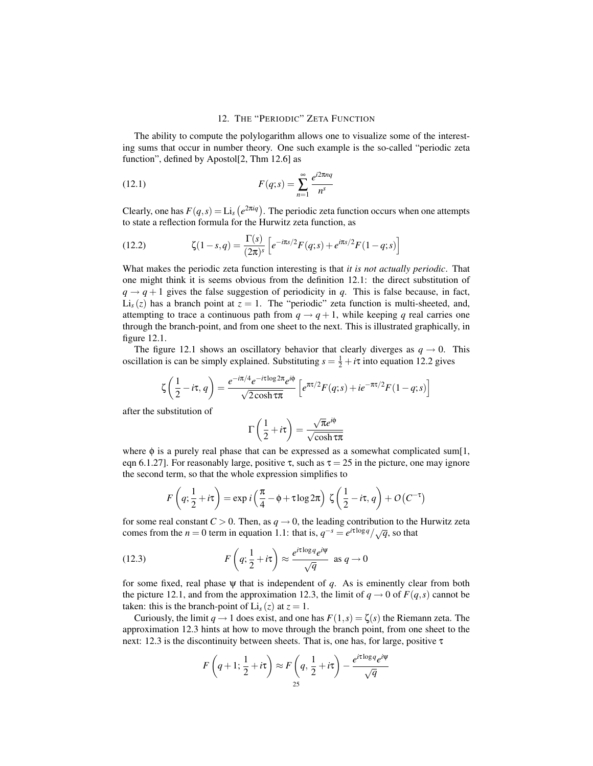## 12. The "Periodic" Zeta Function

The ability to compute the polylogarithm allows one to visualize some of the interesting sums that occur in number theory. One such example is the so-called "periodic zeta function", defined by Apostol[2, Thm 12.6] as

$$F(q;s) = \sum_{n=1}^{\infty} \frac{e^{i2\pi nq}}{n^s} \tag{12.1}$$

Clearly, one has $F(q,s) = \mathrm{Li}_s\left(e^{2\pi iq}\right)$. The periodic zeta function occurs when one attempts to state a reflection formula for the Hurwitz zeta function, as

$$\zeta(1-s,q) = \frac{\Gamma(s)}{(2\pi)^s}\left[e^{-i\pi s/2}F(q;s) + e^{i\pi s/2}F(1-q;s)\right] \tag{12.2}$$

What makes the periodic zeta function interesting is that *it is not actually periodic*. That one might think it is seems obvious from the definition 12.1: the direct substitution of $q \to q+1$ gives the false suggestion of periodicity in $q$. This is false because, in fact, $\mathrm{Li}_s(z)$ has a branch point at $z=1$. The "periodic" zeta function is multi-sheeted, and, attempting to trace a continuous path from $q \to q+1$, while keeping $q$ real carries one through the branch-point, and from one sheet to the next. This is illustrated graphically, in figure 12.1.

The figure 12.1 shows an oscillatory behavior that clearly diverges as $q \to 0$. This oscillation is can be simply explained. Substituting $s = \frac{1}{2} + i\tau$ into equation 12.2 gives

$$\zeta\left(\frac{1}{2} - i\tau, q\right) = \frac{e^{-i\pi/4}e^{-i\tau\log 2\pi}e^{i\phi}}{\sqrt{2\cosh\tau\pi}}\left[e^{\pi\tau/2}F(q;s) + ie^{-\pi\tau/2}F(1-q;s)\right]$$

after the substitution of

$$\Gamma\left(\frac{1}{2} + i\tau\right) = \frac{\sqrt{\pi}e^{i\phi}}{\sqrt{\cosh\tau\pi}}$$

where $\phi$ is a purely real phase that can be expressed as a somewhat complicated sum[1, eqn 6.1.27]. For reasonably large, positive $\tau$, such as $\tau = 25$ in the picture, one may ignore the second term, so that the whole expression simplifies to

$$F\left(q; \frac{1}{2} + i\tau\right) = \exp i\left(\frac{\pi}{4} - \phi + \tau\log 2\pi\right)\,\zeta\left(\frac{1}{2} - i\tau, q\right) + O\left(C^{-\tau}\right)$$

for some real constant $C > 0$. Then, as $q \to 0$, the leading contribution to the Hurwitz zeta comes from the $n=0$ term in equation 1.1: that is, $q^{-s} = e^{i\tau\log q}/\sqrt{q}$, so that

$$F\left(q; \frac{1}{2} + i\tau\right) \approx \frac{e^{i\tau\log q}e^{i\psi}}{\sqrt{q}} \quad \text{as } q \to 0 \tag{12.3}$$

for some fixed, real phase $\psi$ that is independent of $q$. As is eminently clear from both the picture 12.1, and from the approximation 12.3, the limit of $q \to 0$ of $F(q,s)$ cannot be taken: this is the branch-point of $\mathrm{Li}_s(z)$ at $z = 1$.

Curiously, the limit $q \to 1$ does exist, and one has $F(1,s) = \zeta(s)$ the Riemann zeta. The approximation 12.3 hints at how to move through the branch point, from one sheet to the next: 12.3 is the discontinuity between sheets. That is, one has, for large, positive $\tau$

$$F\left(q+1; \frac{1}{2} + i\tau\right) \approx F\left(q, \frac{1}{2} + i\tau\right) - \frac{e^{i\tau\log q}e^{i\psi}}{\sqrt{q}}$$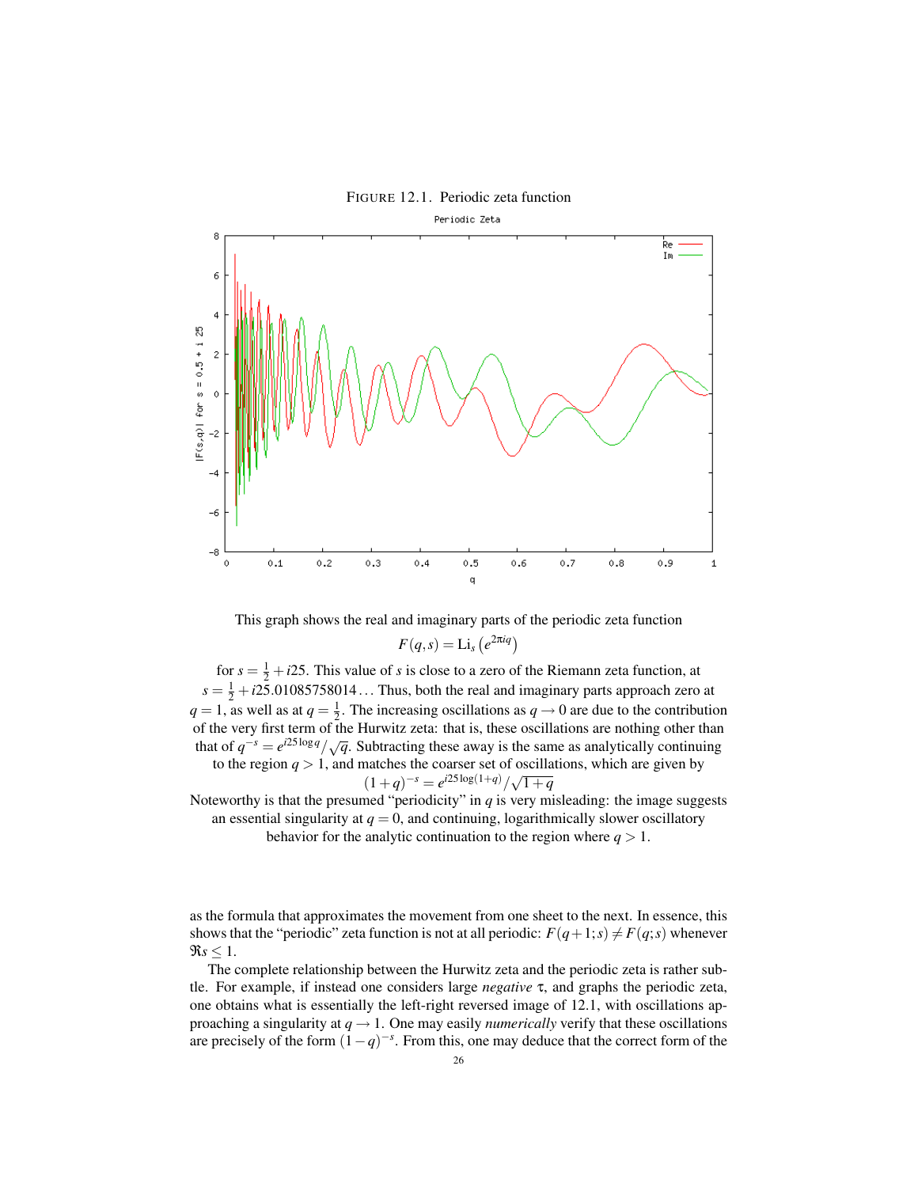FIGURE 12.1. Periodic zeta function

This graph shows the real and imaginary parts of the periodic zeta function

$$F(q,s) = \text{Li}_s\left(e^{2\pi i q}\right)$$

for $s = \frac{1}{2} + i25$. This value of $s$ is close to a zero of the Riemann zeta function, at $s = \frac{1}{2} + i25.01085758014\ldots$ Thus, both the real and imaginary parts approach zero at $q = 1$, as well as at $q = \frac{1}{2}$. The increasing oscillations as $q \to 0$ are due to the contribution of the very first term of the Hurwitz zeta: that is, these oscillations are nothing other than that of $q^{-s} = e^{i25\log q}/\sqrt{q}$. Subtracting these away is the same as analytically continuing to the region $q > 1$, and matches the coarser set of oscillations, which are given by

$$(1+q)^{-s} = e^{i25\log(1+q)}/\sqrt{1+q}$$

Noteworthy is that the presumed "periodicity" in $q$ is very misleading: the image suggests an essential singularity at $q = 0$, and continuing, logarithmically slower oscillatory behavior for the analytic continuation to the region where $q > 1$.

as the formula that approximates the movement from one sheet to the next. In essence, this shows that the "periodic" zeta function is not at all periodic: $F(q+1;s) \neq F(q;s)$ whenever $\Re s \leq 1$.

The complete relationship between the Hurwitz zeta and the periodic zeta is rather subtle. For example, if instead one considers large *negative* $\tau$, and graphs the periodic zeta, one obtains what is essentially the left-right reversed image of 12.1, with oscillations approaching a singularity at $q \to 1$. One may easily *numerically* verify that these oscillations are precisely of the form $(1-q)^{-s}$. From this, one may deduce that the correct form of the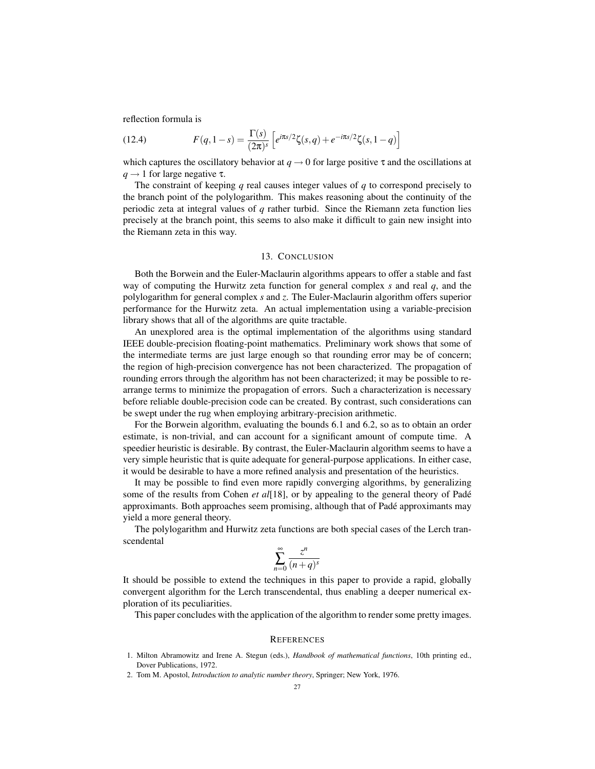reflection formula is

$$F(q,1-s) = \frac{\Gamma(s)}{(2\pi)^s}\left[e^{i\pi s/2}\zeta(s,q) + e^{-i\pi s/2}\zeta(s,1-q)\right] \tag{12.4}$$

which captures the oscillatory behavior at $q \to 0$ for large positive $\tau$ and the oscillations at $q \to 1$ for large negative $\tau$.

The constraint of keeping $q$ real causes integer values of $q$ to correspond precisely to the branch point of the polylogarithm. This makes reasoning about the continuity of the periodic zeta at integral values of $q$ rather turbid. Since the Riemann zeta function lies precisely at the branch point, this seems to also make it difficult to gain new insight into the Riemann zeta in this way.

## 13. Conclusion

Both the Borwein and the Euler-Maclaurin algorithms appears to offer a stable and fast way of computing the Hurwitz zeta function for general complex $s$ and real $q$, and the polylogarithm for general complex $s$ and $z$. The Euler-Maclaurin algorithm offers superior performance for the Hurwitz zeta. An actual implementation using a variable-precision library shows that all of the algorithms are quite tractable.

An unexplored area is the optimal implementation of the algorithms using standard IEEE double-precision floating-point mathematics. Preliminary work shows that some of the intermediate terms are just large enough so that rounding error may be of concern; the region of high-precision convergence has not been characterized. The propagation of rounding errors through the algorithm has not been characterized; it may be possible to re-arrange terms to minimize the propagation of errors. Such a characterization is necessary before reliable double-precision code can be created. By contrast, such considerations can be swept under the rug when employing arbitrary-precision arithmetic.

For the Borwein algorithm, evaluating the bounds 6.1 and 6.2, so as to obtain an order estimate, is non-trivial, and can account for a significant amount of compute time. A speedier heuristic is desirable. By contrast, the Euler-Maclaurin algorithm seems to have a very simple heuristic that is quite adequate for general-purpose applications. In either case, it would be desirable to have a more refined analysis and presentation of the heuristics.

It may be possible to find even more rapidly converging algorithms, by generalizing some of the results from Cohen *et al*[18], or by appealing to the general theory of Padé approximants. Both approaches seem promising, although that of Padé approximants may yield a more general theory.

The polylogarithm and Hurwitz zeta functions are both special cases of the Lerch transcendental

$$\sum_{n=0}^{\infty} \frac{z^n}{(n+q)^s}$$

It should be possible to extend the techniques in this paper to provide a rapid, globally convergent algorithm for the Lerch transcendental, thus enabling a deeper numerical exploration of its peculiarities.

This paper concludes with the application of the algorithm to render some pretty images.

## References

1. Milton Abramowitz and Irene A. Stegun (eds.), *Handbook of mathematical functions*, 10th printing ed., Dover Publications, 1972.
2. Tom M. Apostol, *Introduction to analytic number theory*, Springer; New York, 1976.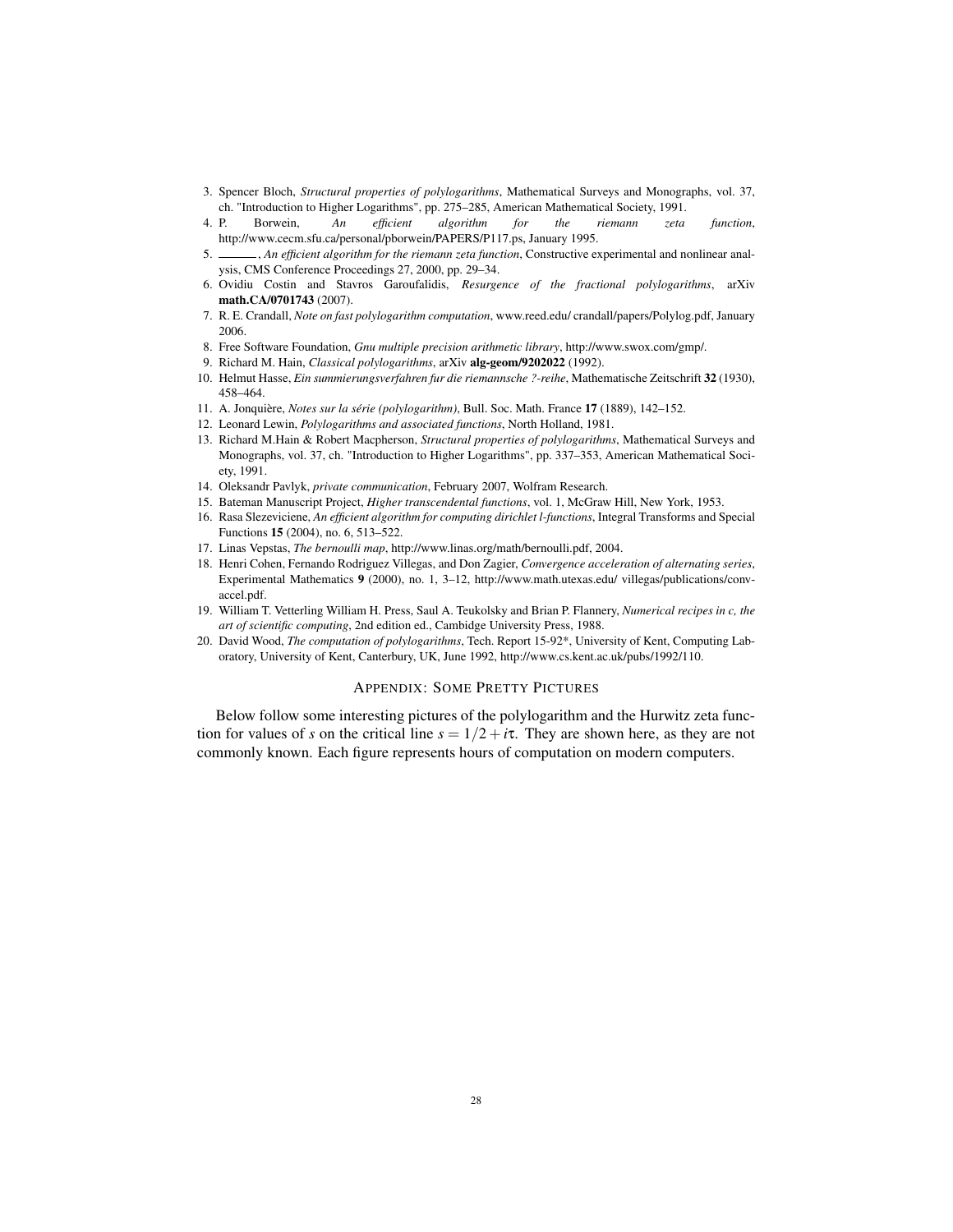3. Spencer Bloch, *Structural properties of polylogarithms*, Mathematical Surveys and Monographs, vol. 37, ch. "Introduction to Higher Logarithms", pp. 275–285, American Mathematical Society, 1991.
4. P. Borwein, *An efficient algorithm for the riemann zeta function*, http://www.cecm.sfu.ca/personal/pborwein/PAPERS/P117.ps, January 1995.
5. ———, *An efficient algorithm for the riemann zeta function*, Constructive experimental and nonlinear analysis, CMS Conference Proceedings 27, 2000, pp. 29–34.
6. Ovidiu Costin and Stavros Garoufalidis, *Resurgence of the fractional polylogarithms*, arXiv **math.CA/0701743** (2007).
7. R. E. Crandall, *Note on fast polylogarithm computation*, www.reed.edu/ crandall/papers/Polylog.pdf, January 2006.
8. Free Software Foundation, *Gnu multiple precision arithmetic library*, http://www.swox.com/gmp/.
9. Richard M. Hain, *Classical polylogarithms*, arXiv **alg-geom/9202022** (1992).
10. Helmut Hasse, *Ein summierungsverfahren fur die riemannsche ?-reihe*, Mathematische Zeitschrift **32** (1930), 458–464.
11. A. Jonquière, *Notes sur la série (polylogarithm)*, Bull. Soc. Math. France **17** (1889), 142–152.
12. Leonard Lewin, *Polylogarithms and associated functions*, North Holland, 1981.
13. Richard M.Hain & Robert Macpherson, *Structural properties of polylogarithms*, Mathematical Surveys and Monographs, vol. 37, ch. "Introduction to Higher Logarithms", pp. 337–353, American Mathematical Society, 1991.
14. Oleksandr Pavlyk, *private communication*, February 2007, Wolfram Research.
15. Bateman Manuscript Project, *Higher transcendental functions*, vol. 1, McGraw Hill, New York, 1953.
16. Rasa Slezeviciene, *An efficient algorithm for computing dirichlet l-functions*, Integral Transforms and Special Functions **15** (2004), no. 6, 513–522.
17. Linas Vepstas, *The bernoulli map*, http://www.linas.org/math/bernoulli.pdf, 2004.
18. Henri Cohen, Fernando Rodriguez Villegas, and Don Zagier, *Convergence acceleration of alternating series*, Experimental Mathematics **9** (2000), no. 1, 3–12, http://www.math.utexas.edu/ villegas/publications/conv-accel.pdf.
19. William T. Vetterling William H. Press, Saul A. Teukolsky and Brian P. Flannery, *Numerical recipes in c, the art of scientific computing*, 2nd edition ed., Cambidge University Press, 1988.
20. David Wood, *The computation of polylogarithms*, Tech. Report 15-92*, University of Kent, Computing Laboratory, University of Kent, Canterbury, UK, June 1992, http://www.cs.kent.ac.uk/pubs/1992/110.

## APPENDIX: SOME PRETTY PICTURES

Below follow some interesting pictures of the polylogarithm and the Hurwitz zeta function for values of $s$ on the critical line $s = 1/2 + i\tau$. They are shown here, as they are not commonly known. Each figure represents hours of computation on modern computers.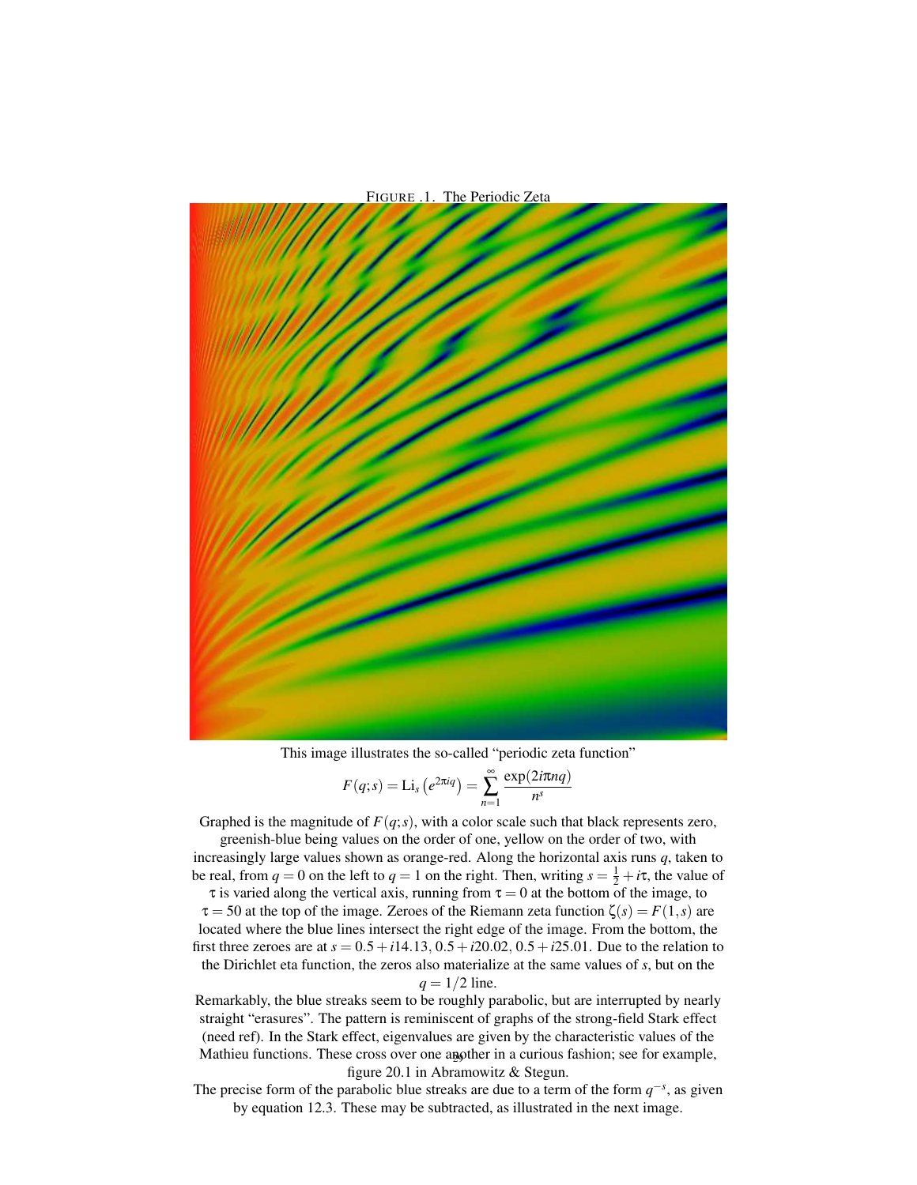FIGURE .1. The Periodic Zeta

This image illustrates the so-called "periodic zeta function"

$$F(q;s) = \mathrm{Li}_s\left(e^{2\pi iq}\right) = \sum_{n=1}^{\infty} \frac{\exp(2i\pi nq)}{n^s}$$

Graphed is the magnitude of $F(q;s)$, with a color scale such that black represents zero, greenish-blue being values on the order of one, yellow on the order of two, with increasingly large values shown as orange-red. Along the horizontal axis runs $q$, taken to be real, from $q = 0$ on the left to $q = 1$ on the right. Then, writing $s = \frac{1}{2} + i\tau$, the value of $\tau$ is varied along the vertical axis, running from $\tau = 0$ at the bottom of the image, to $\tau = 50$ at the top of the image. Zeroes of the Riemann zeta function $\zeta(s) = F(1,s)$ are located where the blue lines intersect the right edge of the image. From the bottom, the first three zeroes are at $s = 0.5 + i14.13$, $0.5 + i20.02$, $0.5 + i25.01$. Due to the relation to the Dirichlet eta function, the zeros also materialize at the same values of $s$, but on the $q = 1/2$ line.

Remarkably, the blue streaks seem to be roughly parabolic, but are interrupted by nearly straight "erasures". The pattern is reminiscent of graphs of the strong-field Stark effect (need ref). In the Stark effect, eigenvalues are given by the characteristic values of the Mathieu functions. These cross over one another in a curious fashion; see for example, figure 20.1 in Abramowitz & Stegun.

The precise form of the parabolic blue streaks are due to a term of the form $q^{-s}$, as given by equation 12.3. These may be subtracted, as illustrated in the next image.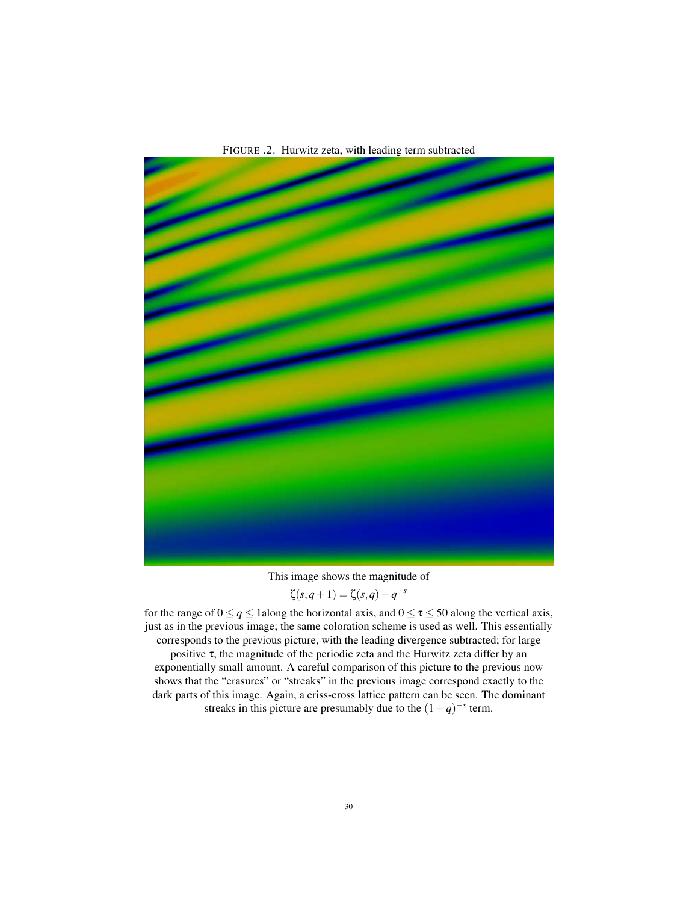FIGURE .2. Hurwitz zeta, with leading term subtracted

This image shows the magnitude of

$$\zeta(s, q+1) = \zeta(s, q) - q^{-s}$$

for the range of $0 \le q \le 1$along the horizontal axis, and $0 \le \tau \le 50$ along the vertical axis, just as in the previous image; the same coloration scheme is used as well. This essentially corresponds to the previous picture, with the leading divergence subtracted; for large positive $\tau$, the magnitude of the periodic zeta and the Hurwitz zeta differ by an exponentially small amount. A careful comparison of this picture to the previous now shows that the "erasures" or "streaks" in the previous image correspond exactly to the dark parts of this image. Again, a criss-cross lattice pattern can be seen. The dominant streaks in this picture are presumably due to the $(1+q)^{-s}$ term.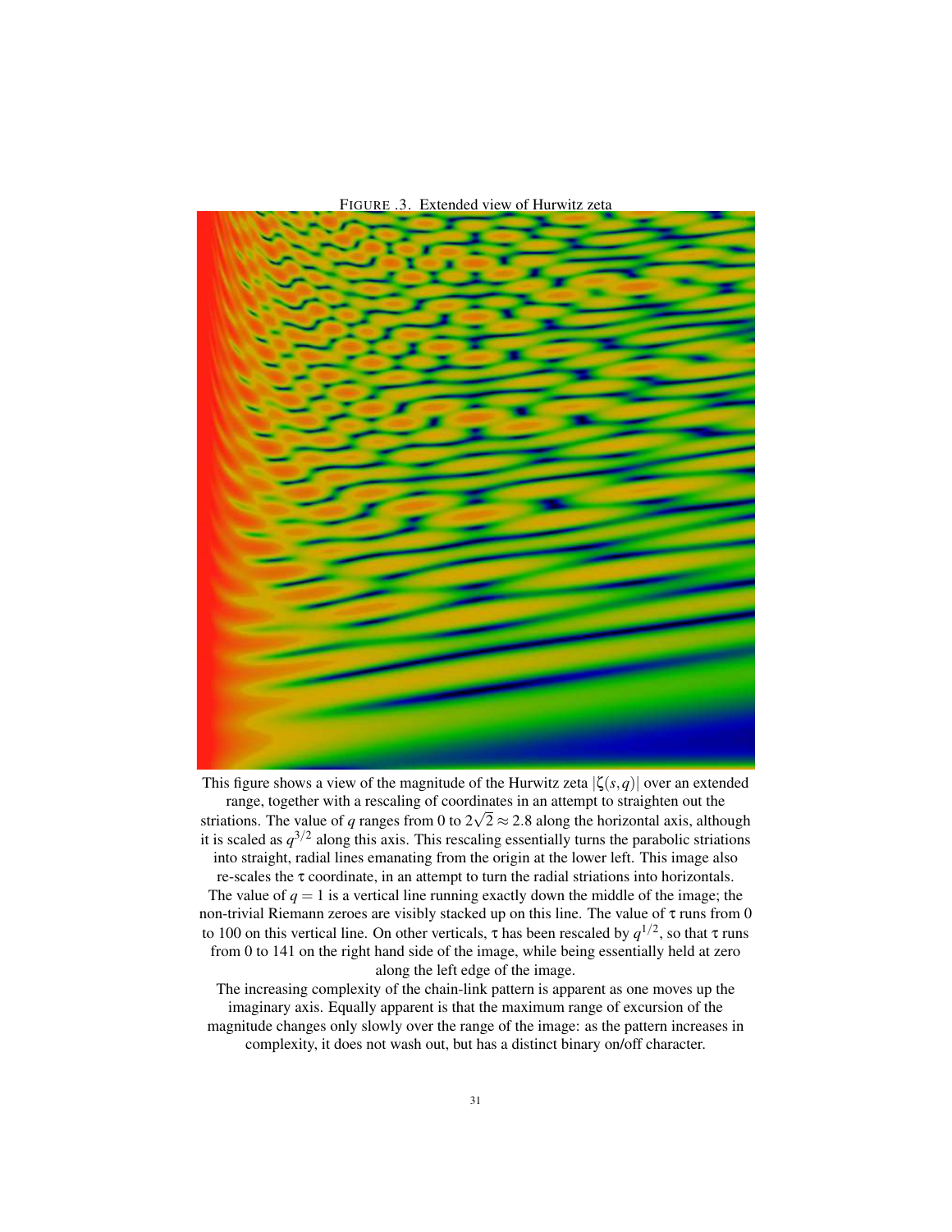FIGURE .3. Extended view of Hurwitz zeta

This figure shows a view of the magnitude of the Hurwitz zeta $|\zeta(s,q)|$ over an extended range, together with a rescaling of coordinates in an attempt to straighten out the striations. The value of $q$ ranges from 0 to $2\sqrt{2} \approx 2.8$ along the horizontal axis, although it is scaled as $q^{3/2}$ along this axis. This rescaling essentially turns the parabolic striations into straight, radial lines emanating from the origin at the lower left. This image also re-scales the $\tau$ coordinate, in an attempt to turn the radial striations into horizontals. The value of $q = 1$ is a vertical line running exactly down the middle of the image; the non-trivial Riemann zeroes are visibly stacked up on this line. The value of $\tau$ runs from 0 to 100 on this vertical line. On other verticals, $\tau$ has been rescaled by $q^{1/2}$, so that $\tau$ runs from 0 to 141 on the right hand side of the image, while being essentially held at zero along the left edge of the image.

The increasing complexity of the chain-link pattern is apparent as one moves up the imaginary axis. Equally apparent is that the maximum range of excursion of the magnitude changes only slowly over the range of the image: as the pattern increases in complexity, it does not wash out, but has a distinct binary on/off character.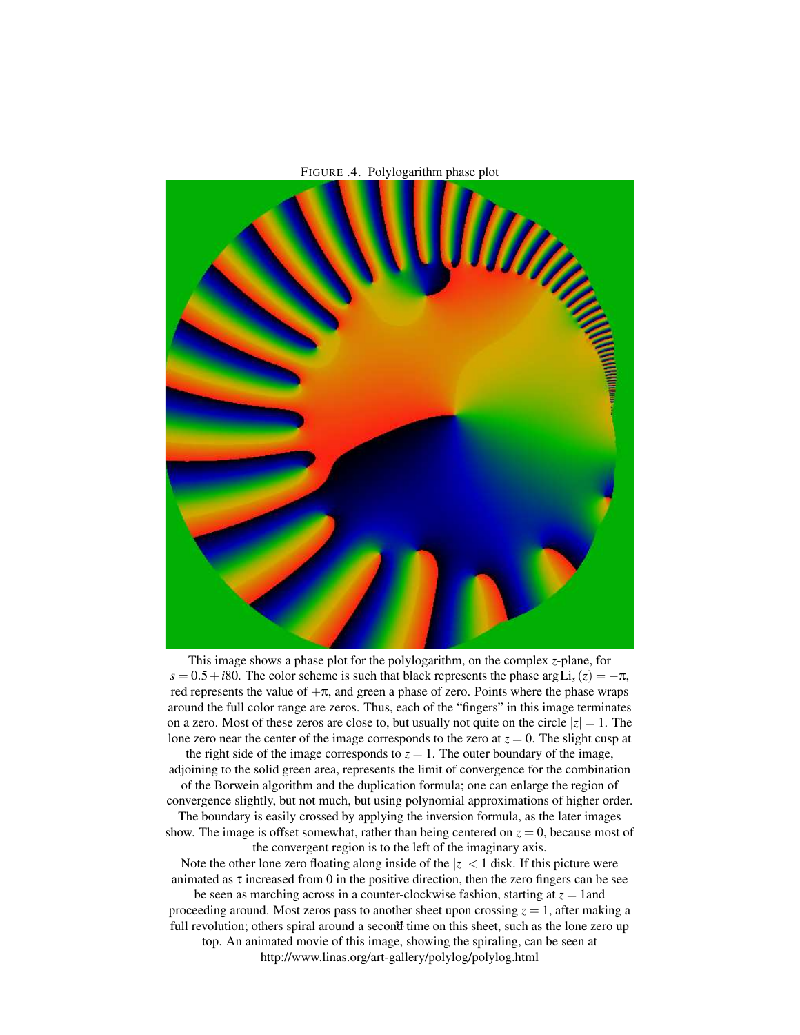FIGURE .4. Polylogarithm phase plot

This image shows a phase plot for the polylogarithm, on the complex $z$-plane, for $s = 0.5 + i80$. The color scheme is such that black represents the phase $\arg \mathrm{Li}_s(z) = -\pi$, red represents the value of $+\pi$, and green a phase of zero. Points where the phase wraps around the full color range are zeros. Thus, each of the "fingers" in this image terminates on a zero. Most of these zeros are close to, but usually not quite on the circle $|z| = 1$. The lone zero near the center of the image corresponds to the zero at $z = 0$. The slight cusp at the right side of the image corresponds to $z = 1$. The outer boundary of the image, adjoining to the solid green area, represents the limit of convergence for the combination of the Borwein algorithm and the duplication formula; one can enlarge the region of convergence slightly, but not much, but using polynomial approximations of higher order. The boundary is easily crossed by applying the inversion formula, as the later images show. The image is offset somewhat, rather than being centered on $z = 0$, because most of the convergent region is to the left of the imaginary axis.

Note the other lone zero floating along inside of the $|z| < 1$ disk. If this picture were animated as $\tau$ increased from 0 in the positive direction, then the zero fingers can be see be seen as marching across in a counter-clockwise fashion, starting at $z = 1$and proceeding around. Most zeros pass to another sheet upon crossing $z = 1$, after making a full revolution; others spiral around a second time on this sheet, such as the lone zero up top. An animated movie of this image, showing the spiraling, can be seen at http://www.linas.org/art-gallery/polylog/polylog.html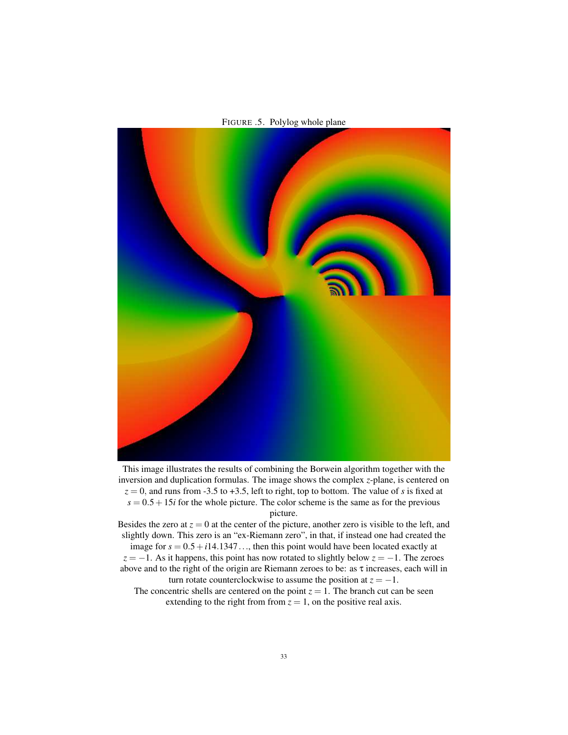FIGURE .5. Polylog whole plane

This image illustrates the results of combining the Borwein algorithm together with the inversion and duplication formulas. The image shows the complex $z$-plane, is centered on $z = 0$, and runs from -3.5 to +3.5, left to right, top to bottom. The value of $s$ is fixed at $s = 0.5 + 15i$ for the whole picture. The color scheme is the same as for the previous picture.

Besides the zero at $z = 0$ at the center of the picture, another zero is visible to the left, and slightly down. This zero is an "ex-Riemann zero", in that, if instead one had created the image for $s = 0.5 + i14.1347\ldots$, then this point would have been located exactly at $z = -1$. As it happens, this point has now rotated to slightly below $z = -1$. The zeroes above and to the right of the origin are Riemann zeroes to be: as $\tau$ increases, each will in turn rotate counterclockwise to assume the position at $z = -1$.

The concentric shells are centered on the point $z = 1$. The branch cut can be seen extending to the right from from $z = 1$, on the positive real axis.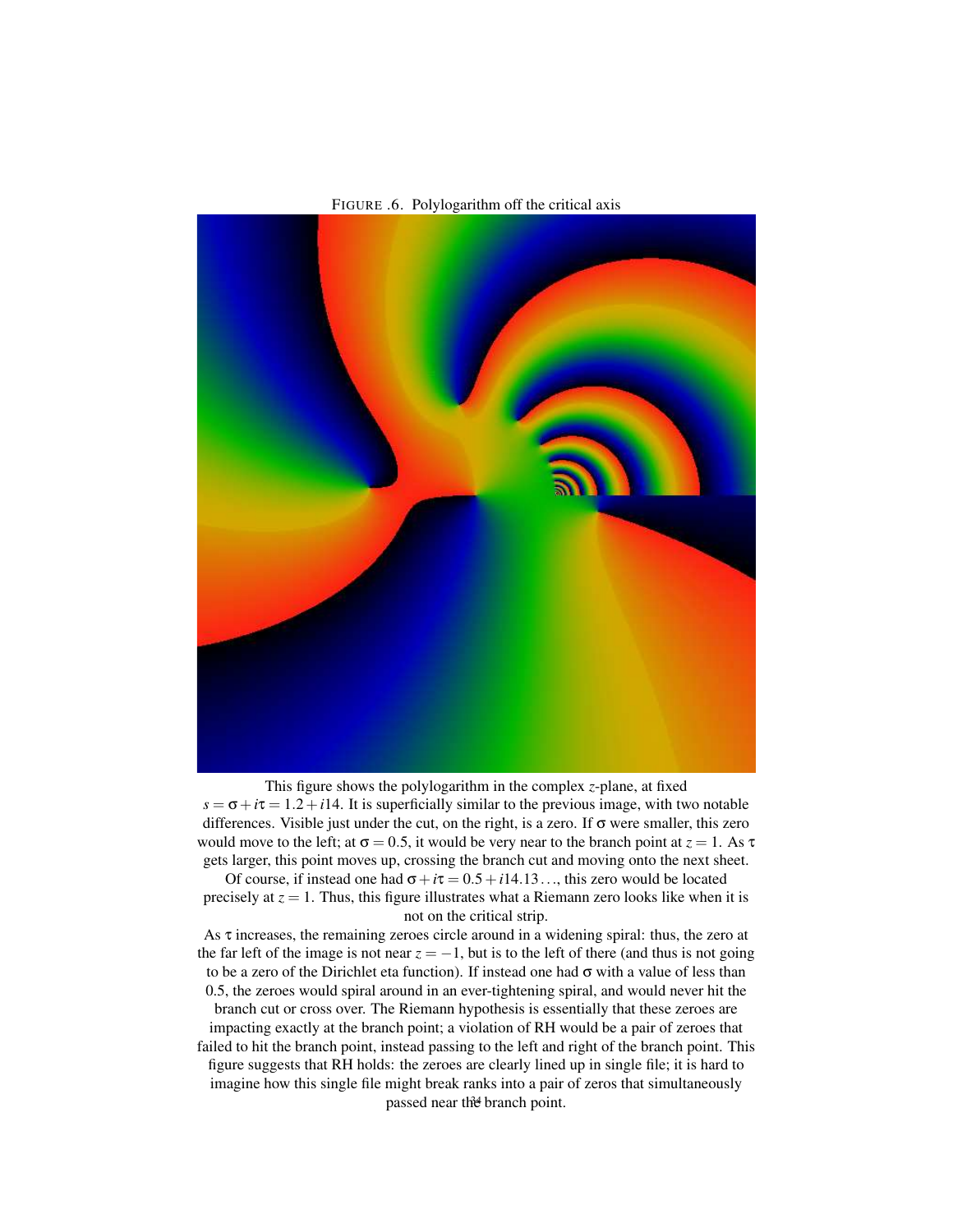FIGURE .6. Polylogarithm off the critical axis

This figure shows the polylogarithm in the complex $z$-plane, at fixed $s = \sigma + i\tau = 1.2 + i14$. It is superficially similar to the previous image, with two notable differences. Visible just under the cut, on the right, is a zero. If $\sigma$ were smaller, this zero would move to the left; at $\sigma = 0.5$, it would be very near to the branch point at $z = 1$. As $\tau$ gets larger, this point moves up, crossing the branch cut and moving onto the next sheet. Of course, if instead one had $\sigma + i\tau = 0.5 + i14.13\ldots$, this zero would be located precisely at $z = 1$. Thus, this figure illustrates what a Riemann zero looks like when it is not on the critical strip.

As $\tau$ increases, the remaining zeroes circle around in a widening spiral: thus, the zero at the far left of the image is not near $z = -1$, but is to the left of there (and thus is not going to be a zero of the Dirichlet eta function). If instead one had $\sigma$ with a value of less than 0.5, the zeroes would spiral around in an ever-tightening spiral, and would never hit the branch cut or cross over. The Riemann hypothesis is essentially that these zeroes are impacting exactly at the branch point; a violation of RH would be a pair of zeroes that failed to hit the branch point, instead passing to the left and right of the branch point. This figure suggests that RH holds: the zeroes are clearly lined up in single file; it is hard to imagine how this single file might break ranks into a pair of zeros that simultaneously passed near the branch point.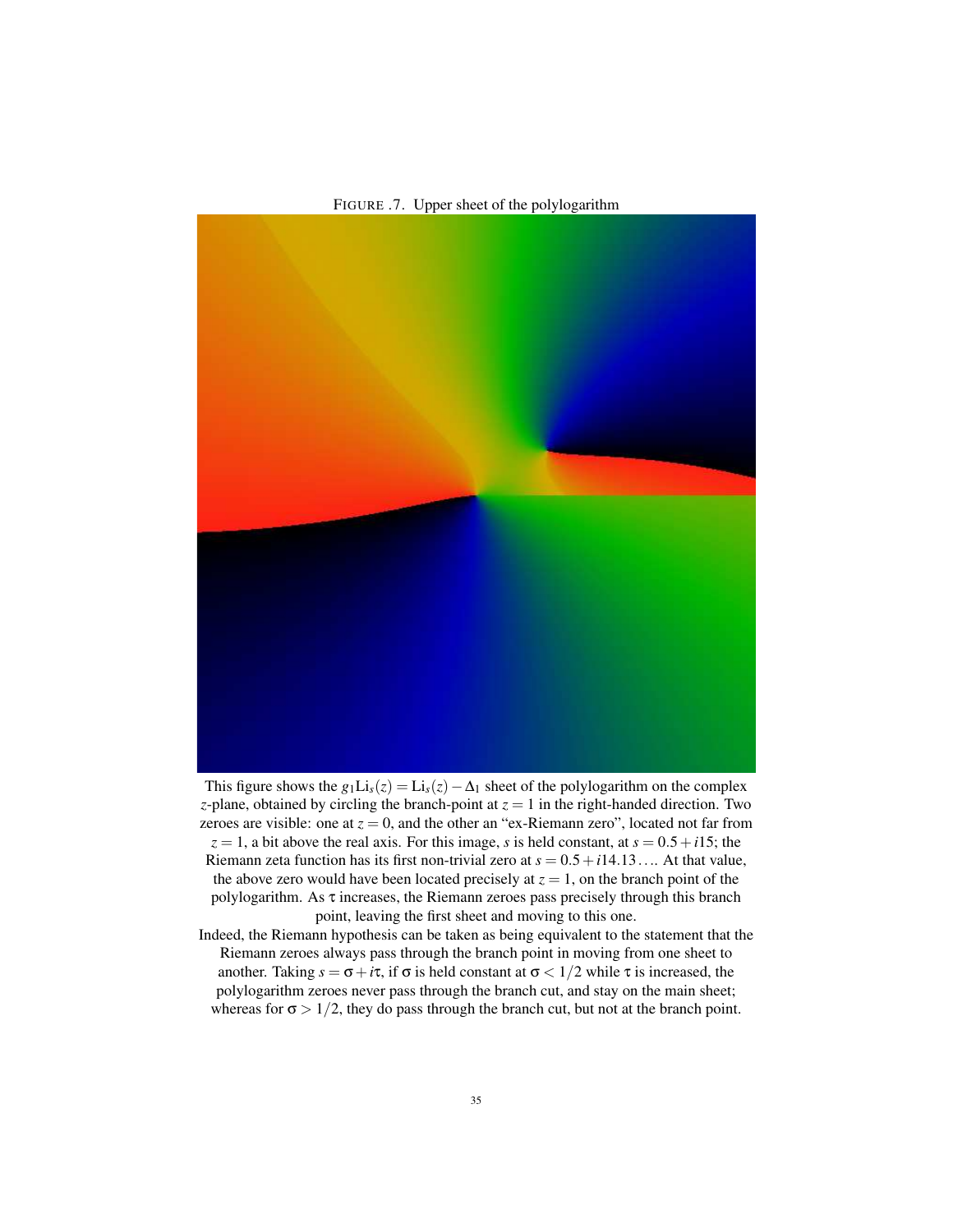FIGURE .7. Upper sheet of the polylogarithm

This figure shows the $g_1\mathrm{Li}_s(z) = \mathrm{Li}_s(z) - \Delta_1$ sheet of the polylogarithm on the complex $z$-plane, obtained by circling the branch-point at $z = 1$ in the right-handed direction. Two zeroes are visible: one at $z = 0$, and the other an "ex-Riemann zero", located not far from $z = 1$, a bit above the real axis. For this image, $s$ is held constant, at $s = 0.5 + i15$; the Riemann zeta function has its first non-trivial zero at $s = 0.5 + i14.13\ldots$. At that value, the above zero would have been located precisely at $z = 1$, on the branch point of the polylogarithm. As $\tau$ increases, the Riemann zeroes pass precisely through this branch point, leaving the first sheet and moving to this one.

Indeed, the Riemann hypothesis can be taken as being equivalent to the statement that the Riemann zeroes always pass through the branch point in moving from one sheet to another. Taking $s = \sigma + i\tau$, if $\sigma$ is held constant at $\sigma < 1/2$ while $\tau$ is increased, the polylogarithm zeroes never pass through the branch cut, and stay on the main sheet; whereas for $\sigma > 1/2$, they do pass through the branch cut, but not at the branch point.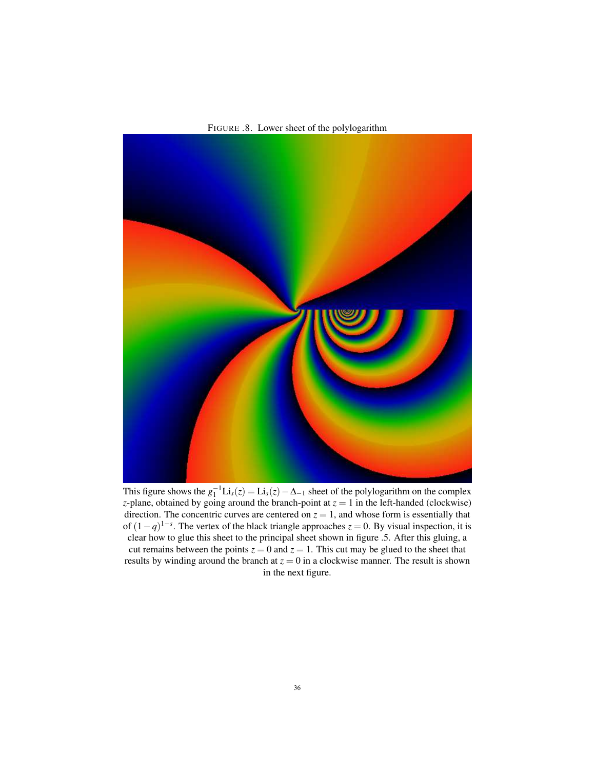FIGURE .8. Lower sheet of the polylogarithm

This figure shows the $g_1^{-1}\text{Li}_s(z) = \text{Li}_s(z) - \Delta_{-1}$ sheet of the polylogarithm on the complex $z$-plane, obtained by going around the branch-point at $z = 1$ in the left-handed (clockwise) direction. The concentric curves are centered on $z = 1$, and whose form is essentially that of $(1-q)^{1-s}$. The vertex of the black triangle approaches $z = 0$. By visual inspection, it is clear how to glue this sheet to the principal sheet shown in figure .5. After this gluing, a cut remains between the points $z = 0$ and $z = 1$. This cut may be glued to the sheet that results by winding around the branch at $z = 0$ in a clockwise manner. The result is shown in the next figure.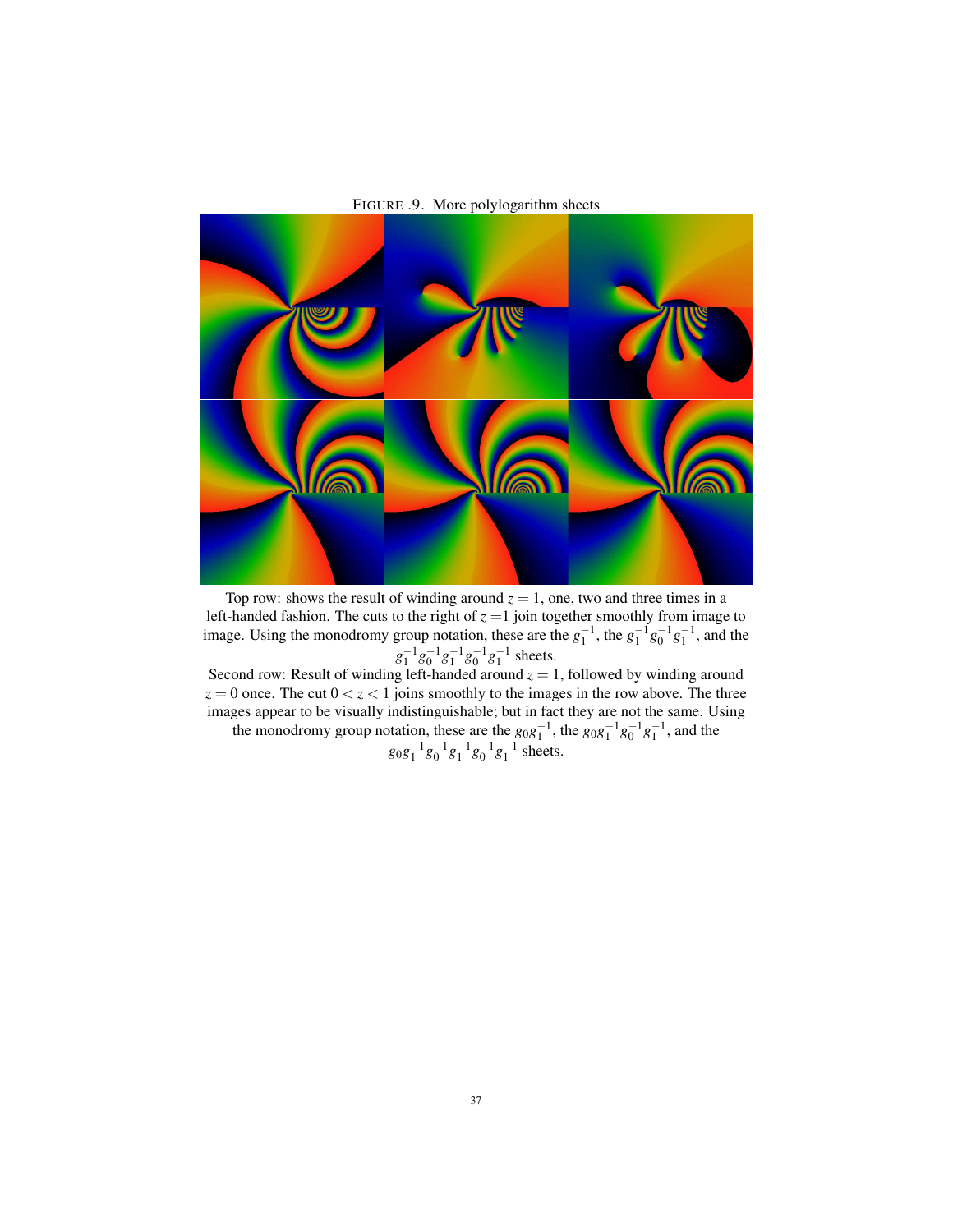FIGURE .9. More polylogarithm sheets

Top row: shows the result of winding around $z = 1$, one, two and three times in a left-handed fashion. The cuts to the right of $z = 1$ join together smoothly from image to image. Using the monodromy group notation, these are the $g_1^{-1}$, the $g_1^{-1}g_0^{-1}g_1^{-1}$, and the $g_1^{-1}g_0^{-1}g_1^{-1}g_0^{-1}g_1^{-1}$ sheets.

Second row: Result of winding left-handed around $z = 1$, followed by winding around $z = 0$ once. The cut $0 < z < 1$ joins smoothly to the images in the row above. The three images appear to be visually indistinguishable; but in fact they are not the same. Using the monodromy group notation, these are the $g_0g_1^{-1}$, the $g_0g_1^{-1}g_0^{-1}g_1^{-1}$, and the $g_0g_1^{-1}g_0^{-1}g_1^{-1}g_0^{-1}g_1^{-1}$ sheets.